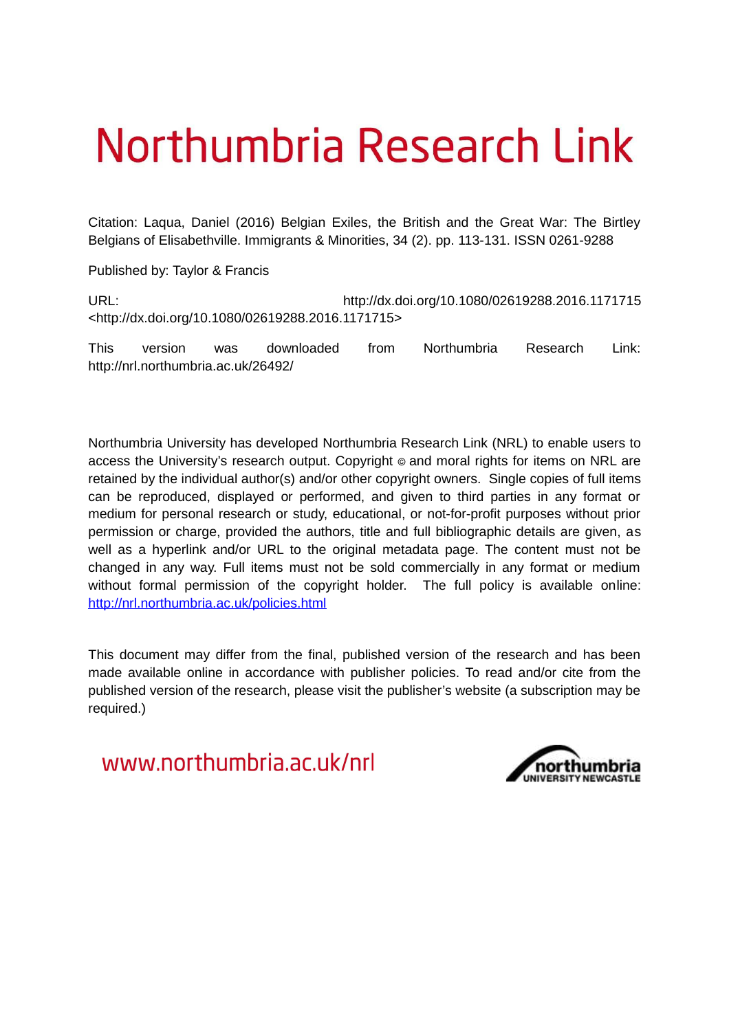# Northumbria Research Link

Citation: Laqua, Daniel (2016) Belgian Exiles, the British and the Great War: The Birtley Belgians of Elisabethville. Immigrants & Minorities, 34 (2). pp. 113-131. ISSN 0261-9288

Published by: Taylor & Francis

URL: http://dx.doi.org/10.1080/02619288.2016.1171715 <http://dx.doi.org/10.1080/02619288.2016.1171715>

This version was downloaded from Northumbria Research Link: http://nrl.northumbria.ac.uk/26492/

Northumbria University has developed Northumbria Research Link (NRL) to enable users to access the University's research output. Copyright © and moral rights for items on NRL are retained by the individual author(s) and/or other copyright owners. Single copies of full items can be reproduced, displayed or performed, and given to third parties in any format or medium for personal research or study, educational, or not-for-profit purposes without prior permission or charge, provided the authors, title and full bibliographic details are given, as well as a hyperlink and/or URL to the original metadata page. The content must not be changed in any way. Full items must not be sold commercially in any format or medium without formal permission of the copyright holder. The full policy is available online: http://nrl.northumbria.ac.uk/policies.html

This document may differ from the final, published version of the research and has been made available online in accordance with publisher policies. To read and/or cite from the published version of the research, please visit the publisher's website (a subscription may be required.)

www.northumbria.ac.uk/nrl

northumbria UNIVERSITY NEWCASTLE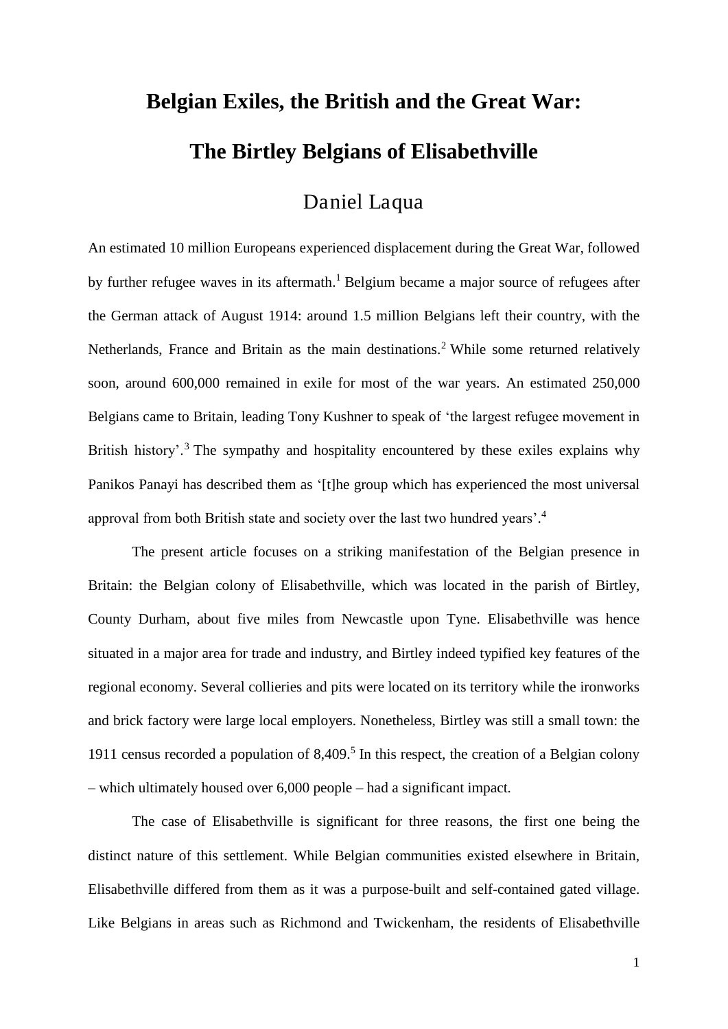# Belgian Exiles, the British and the Great War: The Birtley Belgians of Elisabethville

Daniel Laqua

An estimated 10 million Europeans experienced displacement during the Great War, followed by further refugee waves in its aftermath.[1] Belgium became a major source of refugees after the German attack of August 1914: around 1.5 million Belgians left their country, with the Netherlands, France and Britain as the main destinations.[2] While some returned relatively soon, around 600,000 remained in exile for most of the war years. An estimated 250,000 Belgians came to Britain, leading Tony Kushner to speak of 'the largest refugee movement in British history'.[3] The sympathy and hospitality encountered by these exiles explains why Panikos Panayi has described them as '[t]he group which has experienced the most universal approval from both British state and society over the last two hundred years'.[4]

The present article focuses on a striking manifestation of the Belgian presence in Britain: the Belgian colony of Elisabethville, which was located in the parish of Birtley, County Durham, about five miles from Newcastle upon Tyne. Elisabethville was hence situated in a major area for trade and industry, and Birtley indeed typified key features of the regional economy. Several collieries and pits were located on its territory while the ironworks and brick factory were large local employers. Nonetheless, Birtley was still a small town: the 1911 census recorded a population of 8,409.[5] In this respect, the creation of a Belgian colony – which ultimately housed over 6,000 people – had a significant impact.

The case of Elisabethville is significant for three reasons, the first one being the distinct nature of this settlement. While Belgian communities existed elsewhere in Britain, Elisabethville differed from them as it was a purpose-built and self-contained gated village. Like Belgians in areas such as Richmond and Twickenham, the residents of Elisabethville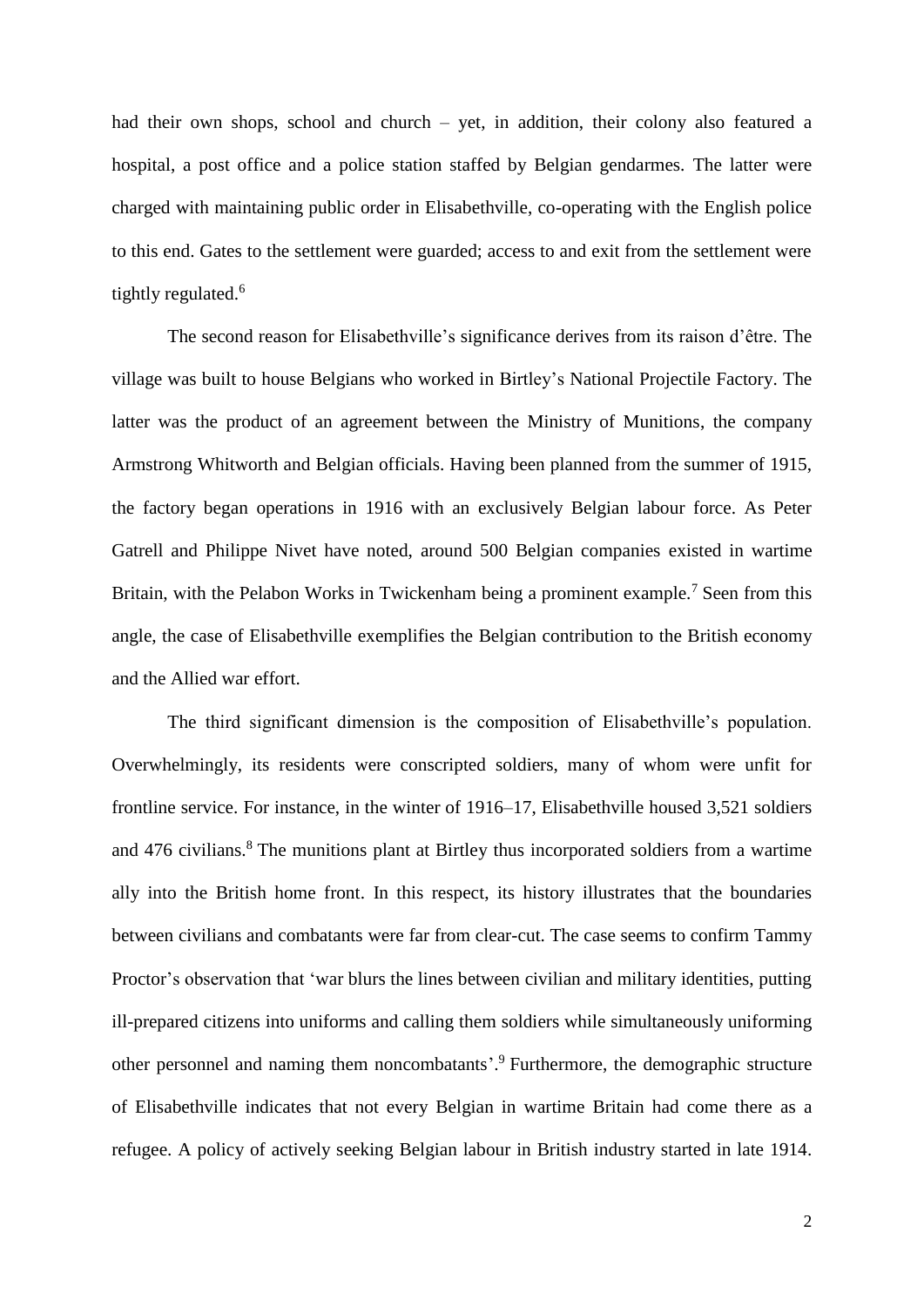had their own shops, school and church – yet, in addition, their colony also featured a hospital, a post office and a police station staffed by Belgian gendarmes. The latter were charged with maintaining public order in Elisabethville, co-operating with the English police to this end. Gates to the settlement were guarded; access to and exit from the settlement were tightly regulated.[6]

The second reason for Elisabethville's significance derives from its raison d'être. The village was built to house Belgians who worked in Birtley's National Projectile Factory. The latter was the product of an agreement between the Ministry of Munitions, the company Armstrong Whitworth and Belgian officials. Having been planned from the summer of 1915, the factory began operations in 1916 with an exclusively Belgian labour force. As Peter Gatrell and Philippe Nivet have noted, around 500 Belgian companies existed in wartime Britain, with the Pelabon Works in Twickenham being a prominent example.[7] Seen from this angle, the case of Elisabethville exemplifies the Belgian contribution to the British economy and the Allied war effort.

The third significant dimension is the composition of Elisabethville's population. Overwhelmingly, its residents were conscripted soldiers, many of whom were unfit for frontline service. For instance, in the winter of 1916–17, Elisabethville housed 3,521 soldiers and 476 civilians.[8] The munitions plant at Birtley thus incorporated soldiers from a wartime ally into the British home front. In this respect, its history illustrates that the boundaries between civilians and combatants were far from clear-cut. The case seems to confirm Tammy Proctor's observation that 'war blurs the lines between civilian and military identities, putting ill-prepared citizens into uniforms and calling them soldiers while simultaneously uniforming other personnel and naming them noncombatants'.[9] Furthermore, the demographic structure of Elisabethville indicates that not every Belgian in wartime Britain had come there as a refugee. A policy of actively seeking Belgian labour in British industry started in late 1914.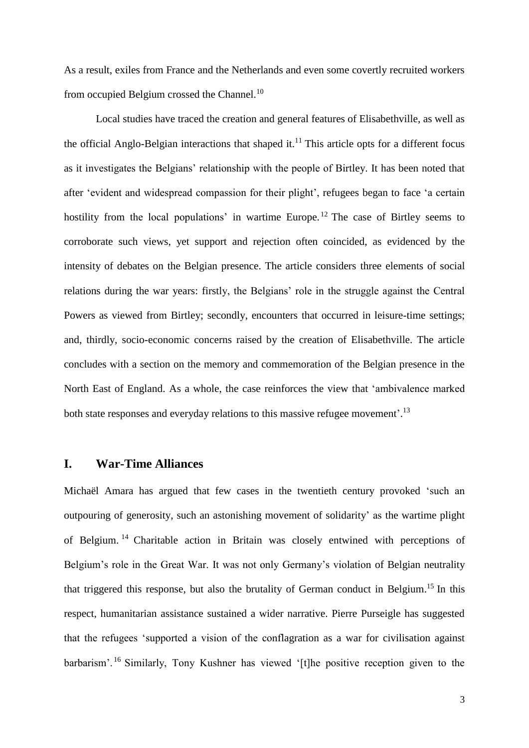As a result, exiles from France and the Netherlands and even some covertly recruited workers from occupied Belgium crossed the Channel.[10]

Local studies have traced the creation and general features of Elisabethville, as well as the official Anglo-Belgian interactions that shaped it.[11] This article opts for a different focus as it investigates the Belgians' relationship with the people of Birtley. It has been noted that after 'evident and widespread compassion for their plight', refugees began to face 'a certain hostility from the local populations' in wartime Europe.[12] The case of Birtley seems to corroborate such views, yet support and rejection often coincided, as evidenced by the intensity of debates on the Belgian presence. The article considers three elements of social relations during the war years: firstly, the Belgians' role in the struggle against the Central Powers as viewed from Birtley; secondly, encounters that occurred in leisure-time settings; and, thirdly, socio-economic concerns raised by the creation of Elisabethville. The article concludes with a section on the memory and commemoration of the Belgian presence in the North East of England. As a whole, the case reinforces the view that 'ambivalence marked both state responses and everyday relations to this massive refugee movement'.[13]

## I. War-Time Alliances

Michaël Amara has argued that few cases in the twentieth century provoked 'such an outpouring of generosity, such an astonishing movement of solidarity' as the wartime plight of Belgium.[14] Charitable action in Britain was closely entwined with perceptions of Belgium's role in the Great War. It was not only Germany's violation of Belgian neutrality that triggered this response, but also the brutality of German conduct in Belgium.[15] In this respect, humanitarian assistance sustained a wider narrative. Pierre Purseigle has suggested that the refugees 'supported a vision of the conflagration as a war for civilisation against barbarism'.[16] Similarly, Tony Kushner has viewed '[t]he positive reception given to the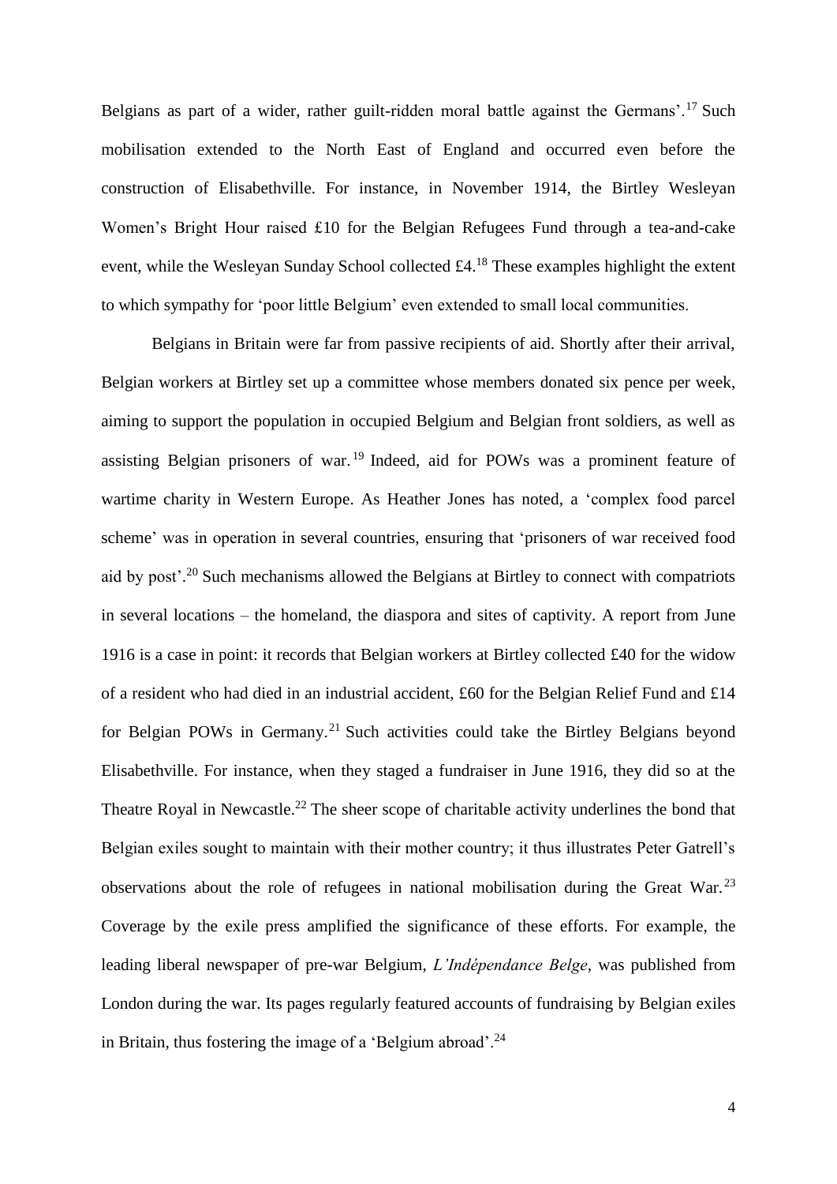Belgians as part of a wider, rather guilt-ridden moral battle against the Germans'.[17] Such mobilisation extended to the North East of England and occurred even before the construction of Elisabethville. For instance, in November 1914, the Birtley Wesleyan Women's Bright Hour raised £10 for the Belgian Refugees Fund through a tea-and-cake event, while the Wesleyan Sunday School collected £4.[18] These examples highlight the extent to which sympathy for 'poor little Belgium' even extended to small local communities.

Belgians in Britain were far from passive recipients of aid. Shortly after their arrival, Belgian workers at Birtley set up a committee whose members donated six pence per week, aiming to support the population in occupied Belgium and Belgian front soldiers, as well as assisting Belgian prisoners of war.[19] Indeed, aid for POWs was a prominent feature of wartime charity in Western Europe. As Heather Jones has noted, a 'complex food parcel scheme' was in operation in several countries, ensuring that 'prisoners of war received food aid by post'.[20] Such mechanisms allowed the Belgians at Birtley to connect with compatriots in several locations – the homeland, the diaspora and sites of captivity. A report from June 1916 is a case in point: it records that Belgian workers at Birtley collected £40 for the widow of a resident who had died in an industrial accident, £60 for the Belgian Relief Fund and £14 for Belgian POWs in Germany.[21] Such activities could take the Birtley Belgians beyond Elisabethville. For instance, when they staged a fundraiser in June 1916, they did so at the Theatre Royal in Newcastle.[22] The sheer scope of charitable activity underlines the bond that Belgian exiles sought to maintain with their mother country; it thus illustrates Peter Gatrell's observations about the role of refugees in national mobilisation during the Great War.[23] Coverage by the exile press amplified the significance of these efforts. For example, the leading liberal newspaper of pre-war Belgium, *L'Indépendance Belge*, was published from London during the war. Its pages regularly featured accounts of fundraising by Belgian exiles in Britain, thus fostering the image of a 'Belgium abroad'.[24]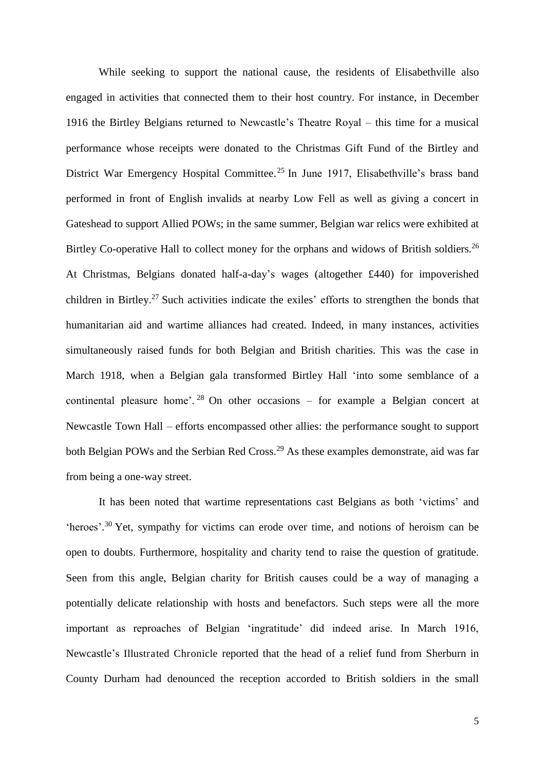While seeking to support the national cause, the residents of Elisabethville also engaged in activities that connected them to their host country. For instance, in December 1916 the Birtley Belgians returned to Newcastle's Theatre Royal – this time for a musical performance whose receipts were donated to the Christmas Gift Fund of the Birtley and District War Emergency Hospital Committee.[25] In June 1917, Elisabethville's brass band performed in front of English invalids at nearby Low Fell as well as giving a concert in Gateshead to support Allied POWs; in the same summer, Belgian war relics were exhibited at Birtley Co-operative Hall to collect money for the orphans and widows of British soldiers.[26] At Christmas, Belgians donated half-a-day's wages (altogether £440) for impoverished children in Birtley.[27] Such activities indicate the exiles' efforts to strengthen the bonds that humanitarian aid and wartime alliances had created. Indeed, in many instances, activities simultaneously raised funds for both Belgian and British charities. This was the case in March 1918, when a Belgian gala transformed Birtley Hall 'into some semblance of a continental pleasure home'.[28] On other occasions – for example a Belgian concert at Newcastle Town Hall – efforts encompassed other allies: the performance sought to support both Belgian POWs and the Serbian Red Cross.[29] As these examples demonstrate, aid was far from being a one-way street.

It has been noted that wartime representations cast Belgians as both 'victims' and 'heroes'.[30] Yet, sympathy for victims can erode over time, and notions of heroism can be open to doubts. Furthermore, hospitality and charity tend to raise the question of gratitude. Seen from this angle, Belgian charity for British causes could be a way of managing a potentially delicate relationship with hosts and benefactors. Such steps were all the more important as reproaches of Belgian 'ingratitude' did indeed arise. In March 1916, Newcastle's Illustrated Chronicle reported that the head of a relief fund from Sherburn in County Durham had denounced the reception accorded to British soldiers in the small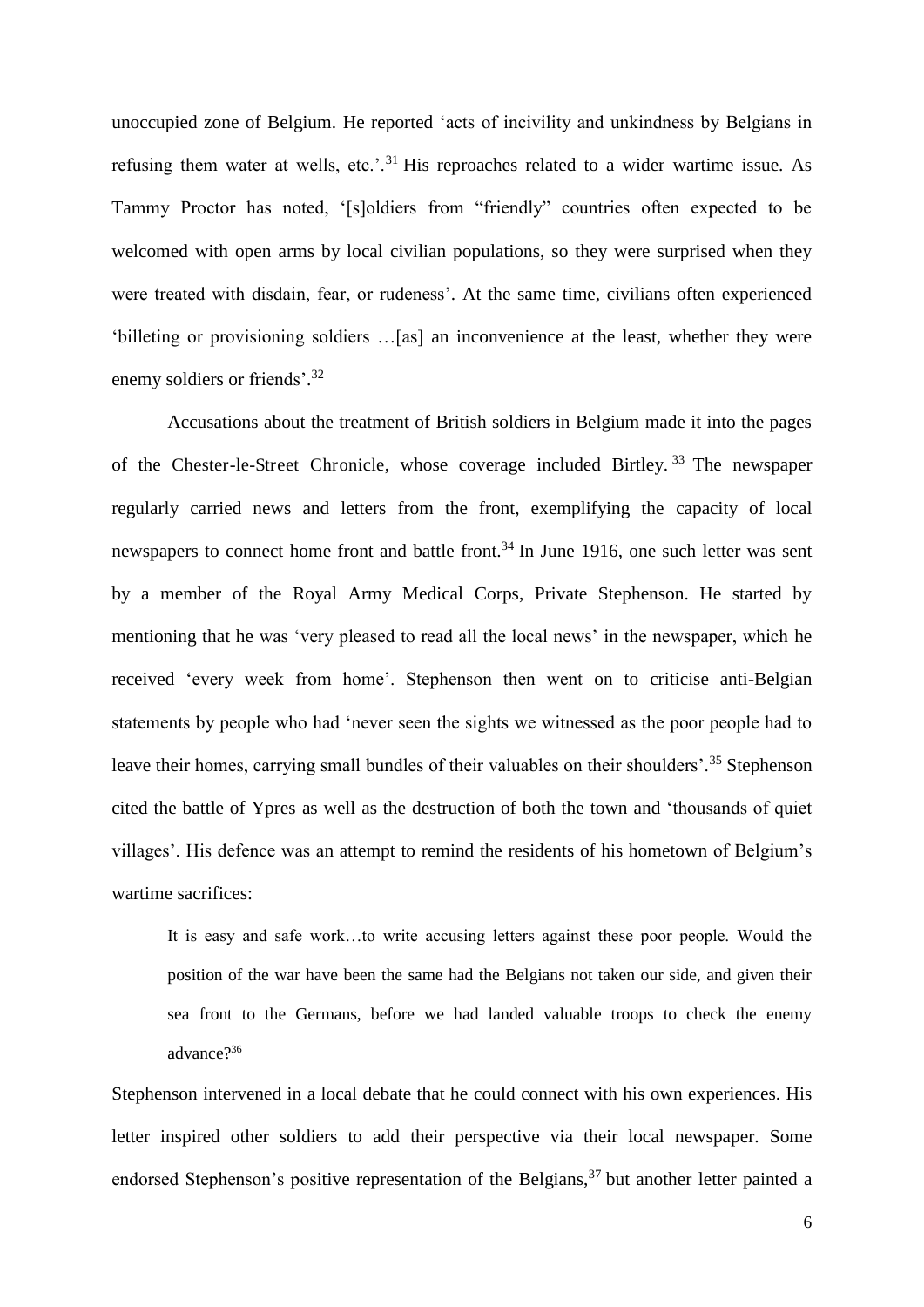unoccupied zone of Belgium. He reported ‘acts of incivility and unkindness by Belgians in refusing them water at wells, etc.’.[31] His reproaches related to a wider wartime issue. As Tammy Proctor has noted, ‘[s]oldiers from “friendly” countries often expected to be welcomed with open arms by local civilian populations, so they were surprised when they were treated with disdain, fear, or rudeness’. At the same time, civilians often experienced ‘billeting or provisioning soldiers …[as] an inconvenience at the least, whether they were enemy soldiers or friends’.[32]

Accusations about the treatment of British soldiers in Belgium made it into the pages of the Chester-le-Street Chronicle, whose coverage included Birtley.[33] The newspaper regularly carried news and letters from the front, exemplifying the capacity of local newspapers to connect home front and battle front.[34] In June 1916, one such letter was sent by a member of the Royal Army Medical Corps, Private Stephenson. He started by mentioning that he was ‘very pleased to read all the local news’ in the newspaper, which he received ‘every week from home’. Stephenson then went on to criticise anti-Belgian statements by people who had ‘never seen the sights we witnessed as the poor people had to leave their homes, carrying small bundles of their valuables on their shoulders’.[35] Stephenson cited the battle of Ypres as well as the destruction of both the town and ‘thousands of quiet villages’. His defence was an attempt to remind the residents of his hometown of Belgium’s wartime sacrifices:

> It is easy and safe work…to write accusing letters against these poor people. Would the position of the war have been the same had the Belgians not taken our side, and given their sea front to the Germans, before we had landed valuable troops to check the enemy advance?[36]

Stephenson intervened in a local debate that he could connect with his own experiences. His letter inspired other soldiers to add their perspective via their local newspaper. Some endorsed Stephenson’s positive representation of the Belgians,[37] but another letter painted a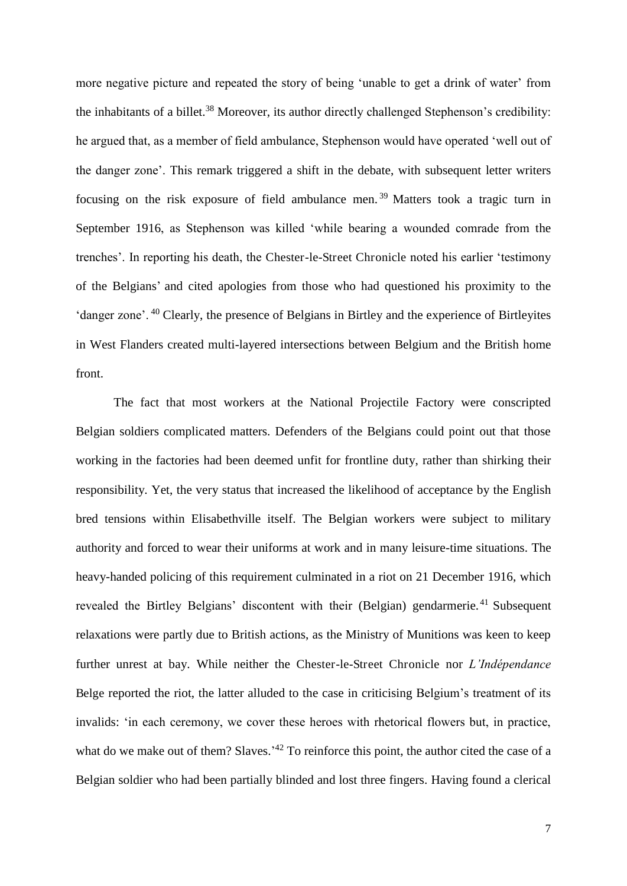more negative picture and repeated the story of being 'unable to get a drink of water' from the inhabitants of a billet.[38] Moreover, its author directly challenged Stephenson's credibility: he argued that, as a member of field ambulance, Stephenson would have operated 'well out of the danger zone'. This remark triggered a shift in the debate, with subsequent letter writers focusing on the risk exposure of field ambulance men.[39] Matters took a tragic turn in September 1916, as Stephenson was killed 'while bearing a wounded comrade from the trenches'. In reporting his death, the Chester-le-Street Chronicle noted his earlier 'testimony of the Belgians' and cited apologies from those who had questioned his proximity to the 'danger zone'.[40] Clearly, the presence of Belgians in Birtley and the experience of Birtleyites in West Flanders created multi-layered intersections between Belgium and the British home front.

The fact that most workers at the National Projectile Factory were conscripted Belgian soldiers complicated matters. Defenders of the Belgians could point out that those working in the factories had been deemed unfit for frontline duty, rather than shirking their responsibility. Yet, the very status that increased the likelihood of acceptance by the English bred tensions within Elisabethville itself. The Belgian workers were subject to military authority and forced to wear their uniforms at work and in many leisure-time situations. The heavy-handed policing of this requirement culminated in a riot on 21 December 1916, which revealed the Birtley Belgians' discontent with their (Belgian) gendarmerie.[41] Subsequent relaxations were partly due to British actions, as the Ministry of Munitions was keen to keep further unrest at bay. While neither the Chester-le-Street Chronicle nor *L'Indépendance* Belge reported the riot, the latter alluded to the case in criticising Belgium's treatment of its invalids: 'in each ceremony, we cover these heroes with rhetorical flowers but, in practice, what do we make out of them? Slaves.'[42] To reinforce this point, the author cited the case of a Belgian soldier who had been partially blinded and lost three fingers. Having found a clerical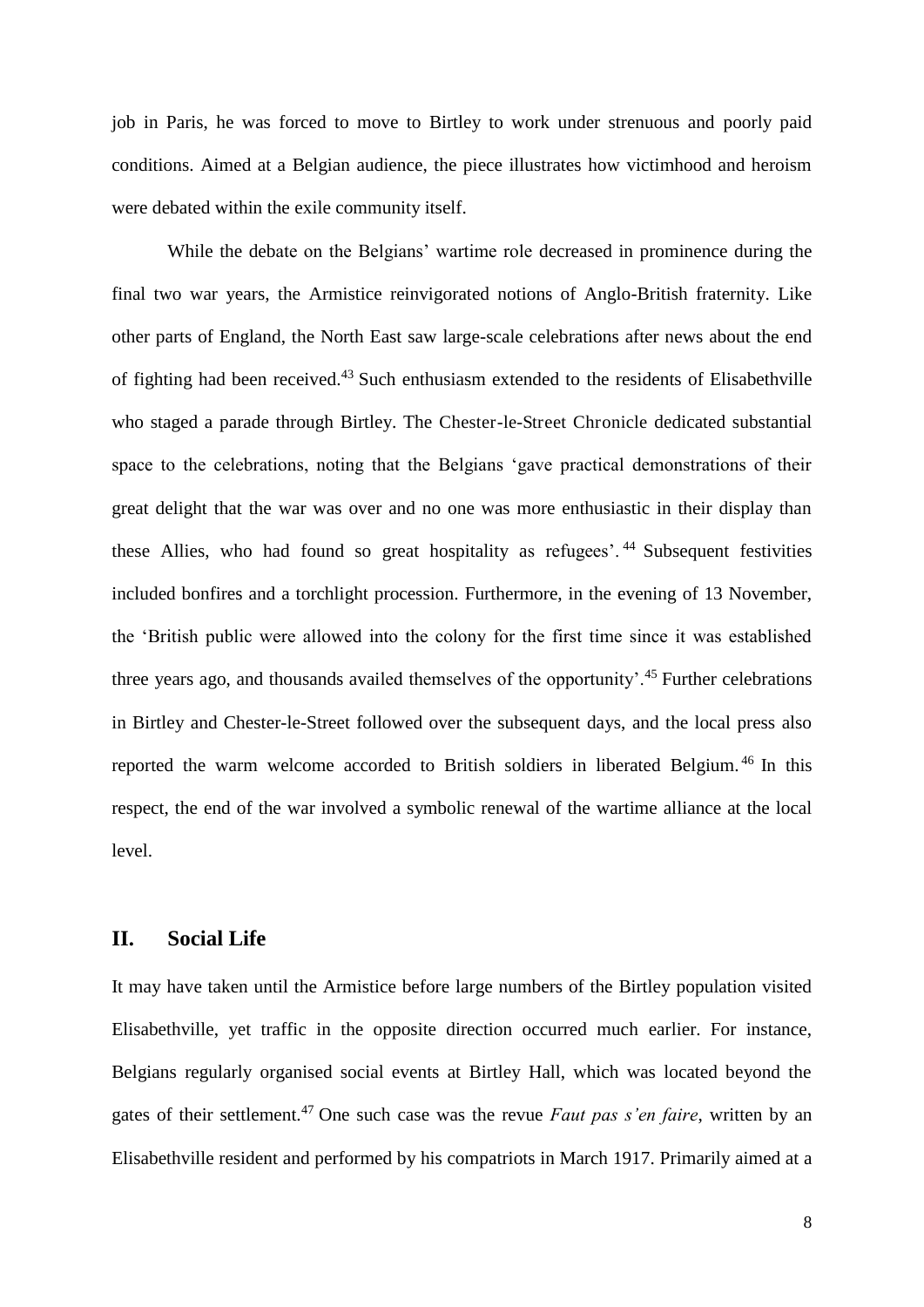job in Paris, he was forced to move to Birtley to work under strenuous and poorly paid conditions. Aimed at a Belgian audience, the piece illustrates how victimhood and heroism were debated within the exile community itself.

While the debate on the Belgians' wartime role decreased in prominence during the final two war years, the Armistice reinvigorated notions of Anglo-British fraternity. Like other parts of England, the North East saw large-scale celebrations after news about the end of fighting had been received.[43] Such enthusiasm extended to the residents of Elisabethville who staged a parade through Birtley. The Chester-le-Street Chronicle dedicated substantial space to the celebrations, noting that the Belgians 'gave practical demonstrations of their great delight that the war was over and no one was more enthusiastic in their display than these Allies, who had found so great hospitality as refugees'.[44] Subsequent festivities included bonfires and a torchlight procession. Furthermore, in the evening of 13 November, the 'British public were allowed into the colony for the first time since it was established three years ago, and thousands availed themselves of the opportunity'.[45] Further celebrations in Birtley and Chester-le-Street followed over the subsequent days, and the local press also reported the warm welcome accorded to British soldiers in liberated Belgium.[46] In this respect, the end of the war involved a symbolic renewal of the wartime alliance at the local level.

## II. Social Life

It may have taken until the Armistice before large numbers of the Birtley population visited Elisabethville, yet traffic in the opposite direction occurred much earlier. For instance, Belgians regularly organised social events at Birtley Hall, which was located beyond the gates of their settlement.[47] One such case was the revue *Faut pas s'en faire*, written by an Elisabethville resident and performed by his compatriots in March 1917. Primarily aimed at a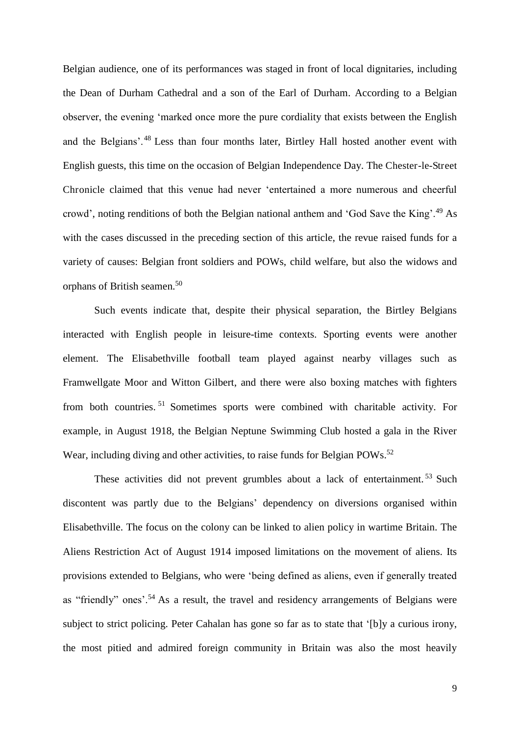Belgian audience, one of its performances was staged in front of local dignitaries, including the Dean of Durham Cathedral and a son of the Earl of Durham. According to a Belgian observer, the evening 'marked once more the pure cordiality that exists between the English and the Belgians'.[48] Less than four months later, Birtley Hall hosted another event with English guests, this time on the occasion of Belgian Independence Day. The Chester-le-Street Chronicle claimed that this venue had never 'entertained a more numerous and cheerful crowd', noting renditions of both the Belgian national anthem and 'God Save the King'.[49] As with the cases discussed in the preceding section of this article, the revue raised funds for a variety of causes: Belgian front soldiers and POWs, child welfare, but also the widows and orphans of British seamen.[50]

Such events indicate that, despite their physical separation, the Birtley Belgians interacted with English people in leisure-time contexts. Sporting events were another element. The Elisabethville football team played against nearby villages such as Framwellgate Moor and Witton Gilbert, and there were also boxing matches with fighters from both countries.[51] Sometimes sports were combined with charitable activity. For example, in August 1918, the Belgian Neptune Swimming Club hosted a gala in the River Wear, including diving and other activities, to raise funds for Belgian POWs.[52]

These activities did not prevent grumbles about a lack of entertainment.[53] Such discontent was partly due to the Belgians' dependency on diversions organised within Elisabethville. The focus on the colony can be linked to alien policy in wartime Britain. The Aliens Restriction Act of August 1914 imposed limitations on the movement of aliens. Its provisions extended to Belgians, who were 'being defined as aliens, even if generally treated as "friendly" ones'.[54] As a result, the travel and residency arrangements of Belgians were subject to strict policing. Peter Cahalan has gone so far as to state that '[b]y a curious irony, the most pitied and admired foreign community in Britain was also the most heavily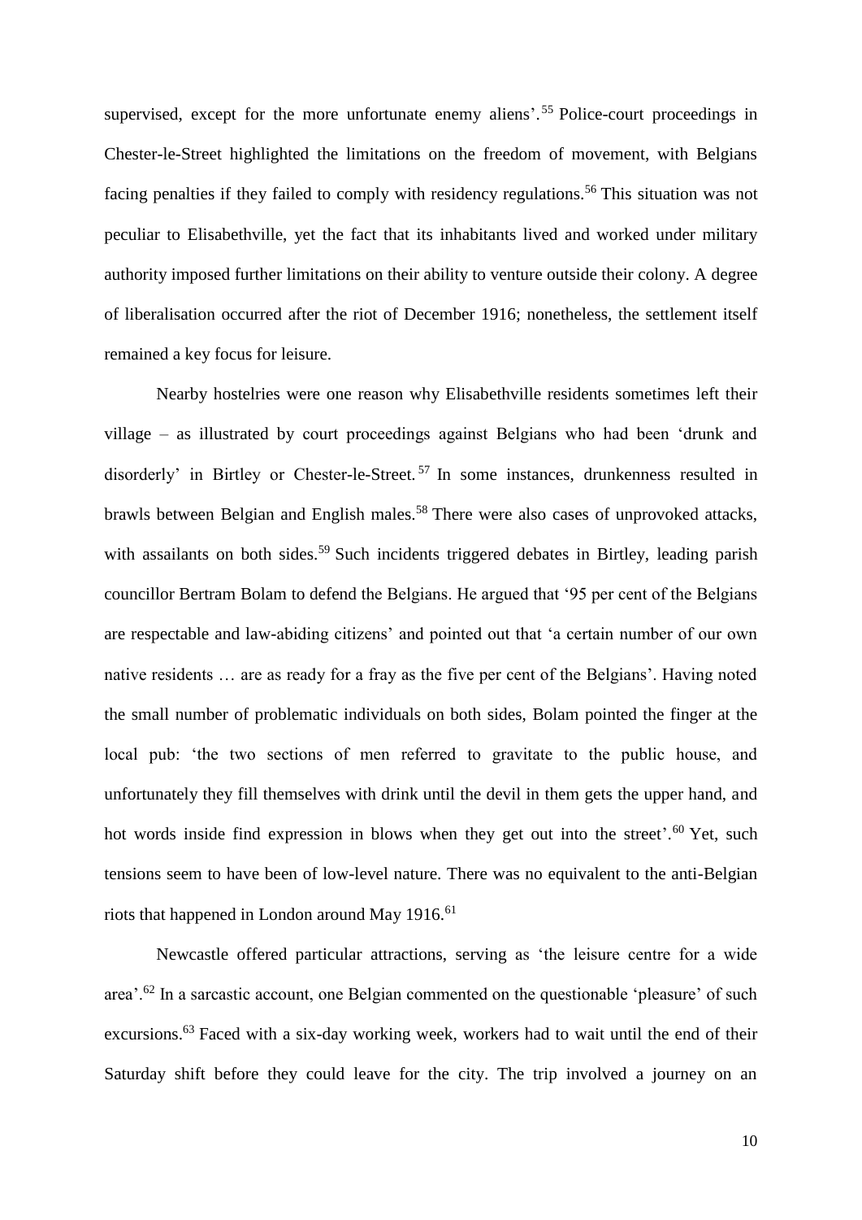supervised, except for the more unfortunate enemy aliens'.[55] Police-court proceedings in Chester-le-Street highlighted the limitations on the freedom of movement, with Belgians facing penalties if they failed to comply with residency regulations.[56] This situation was not peculiar to Elisabethville, yet the fact that its inhabitants lived and worked under military authority imposed further limitations on their ability to venture outside their colony. A degree of liberalisation occurred after the riot of December 1916; nonetheless, the settlement itself remained a key focus for leisure.

Nearby hostelries were one reason why Elisabethville residents sometimes left their village – as illustrated by court proceedings against Belgians who had been 'drunk and disorderly' in Birtley or Chester-le-Street.[57] In some instances, drunkenness resulted in brawls between Belgian and English males.[58] There were also cases of unprovoked attacks, with assailants on both sides.[59] Such incidents triggered debates in Birtley, leading parish councillor Bertram Bolam to defend the Belgians. He argued that '95 per cent of the Belgians are respectable and law-abiding citizens' and pointed out that 'a certain number of our own native residents … are as ready for a fray as the five per cent of the Belgians'. Having noted the small number of problematic individuals on both sides, Bolam pointed the finger at the local pub: 'the two sections of men referred to gravitate to the public house, and unfortunately they fill themselves with drink until the devil in them gets the upper hand, and hot words inside find expression in blows when they get out into the street'.[60] Yet, such tensions seem to have been of low-level nature. There was no equivalent to the anti-Belgian riots that happened in London around May 1916.[61]

Newcastle offered particular attractions, serving as 'the leisure centre for a wide area'.[62] In a sarcastic account, one Belgian commented on the questionable 'pleasure' of such excursions.[63] Faced with a six-day working week, workers had to wait until the end of their Saturday shift before they could leave for the city. The trip involved a journey on an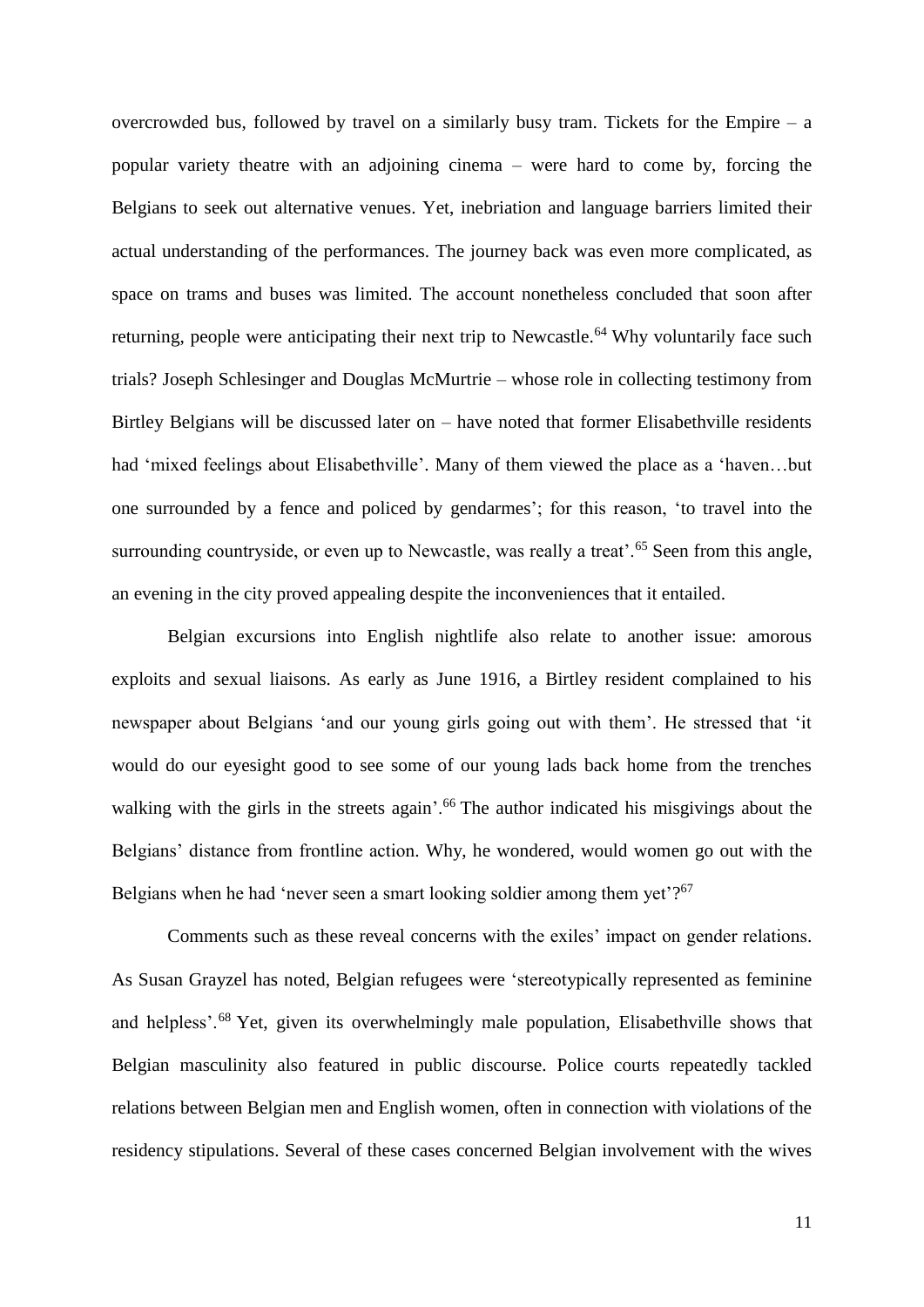overcrowded bus, followed by travel on a similarly busy tram. Tickets for the Empire – a popular variety theatre with an adjoining cinema – were hard to come by, forcing the Belgians to seek out alternative venues. Yet, inebriation and language barriers limited their actual understanding of the performances. The journey back was even more complicated, as space on trams and buses was limited. The account nonetheless concluded that soon after returning, people were anticipating their next trip to Newcastle.[64] Why voluntarily face such trials? Joseph Schlesinger and Douglas McMurtrie – whose role in collecting testimony from Birtley Belgians will be discussed later on – have noted that former Elisabethville residents had 'mixed feelings about Elisabethville'. Many of them viewed the place as a 'haven…but one surrounded by a fence and policed by gendarmes'; for this reason, 'to travel into the surrounding countryside, or even up to Newcastle, was really a treat'.[65] Seen from this angle, an evening in the city proved appealing despite the inconveniences that it entailed.

Belgian excursions into English nightlife also relate to another issue: amorous exploits and sexual liaisons. As early as June 1916, a Birtley resident complained to his newspaper about Belgians 'and our young girls going out with them'. He stressed that 'it would do our eyesight good to see some of our young lads back home from the trenches walking with the girls in the streets again'.[66] The author indicated his misgivings about the Belgians' distance from frontline action. Why, he wondered, would women go out with the Belgians when he had 'never seen a smart looking soldier among them yet'?[67]

Comments such as these reveal concerns with the exiles' impact on gender relations. As Susan Grayzel has noted, Belgian refugees were 'stereotypically represented as feminine and helpless'.[68] Yet, given its overwhelmingly male population, Elisabethville shows that Belgian masculinity also featured in public discourse. Police courts repeatedly tackled relations between Belgian men and English women, often in connection with violations of the residency stipulations. Several of these cases concerned Belgian involvement with the wives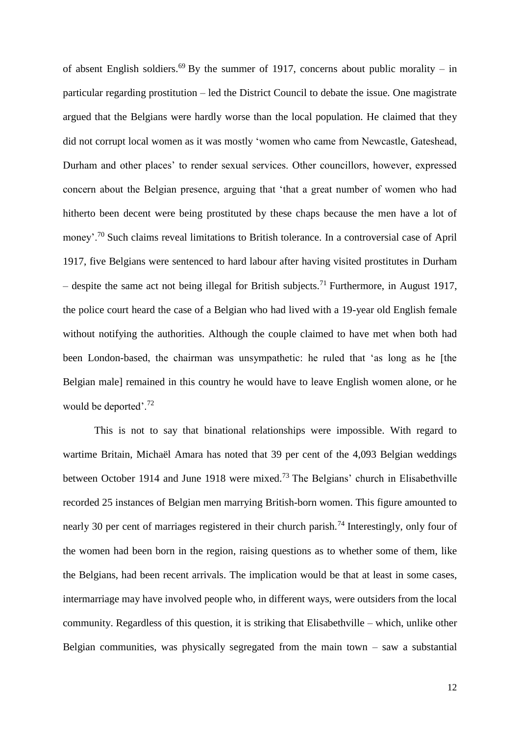of absent English soldiers.[69] By the summer of 1917, concerns about public morality – in particular regarding prostitution – led the District Council to debate the issue. One magistrate argued that the Belgians were hardly worse than the local population. He claimed that they did not corrupt local women as it was mostly 'women who came from Newcastle, Gateshead, Durham and other places' to render sexual services. Other councillors, however, expressed concern about the Belgian presence, arguing that 'that a great number of women who had hitherto been decent were being prostituted by these chaps because the men have a lot of money'.[70] Such claims reveal limitations to British tolerance. In a controversial case of April 1917, five Belgians were sentenced to hard labour after having visited prostitutes in Durham – despite the same act not being illegal for British subjects.[71] Furthermore, in August 1917, the police court heard the case of a Belgian who had lived with a 19-year old English female without notifying the authorities. Although the couple claimed to have met when both had been London-based, the chairman was unsympathetic: he ruled that 'as long as he [the Belgian male] remained in this country he would have to leave English women alone, or he would be deported'.[72]

This is not to say that binational relationships were impossible. With regard to wartime Britain, Michaël Amara has noted that 39 per cent of the 4,093 Belgian weddings between October 1914 and June 1918 were mixed.[73] The Belgians' church in Elisabethville recorded 25 instances of Belgian men marrying British-born women. This figure amounted to nearly 30 per cent of marriages registered in their church parish.[74] Interestingly, only four of the women had been born in the region, raising questions as to whether some of them, like the Belgians, had been recent arrivals. The implication would be that at least in some cases, intermarriage may have involved people who, in different ways, were outsiders from the local community. Regardless of this question, it is striking that Elisabethville – which, unlike other Belgian communities, was physically segregated from the main town – saw a substantial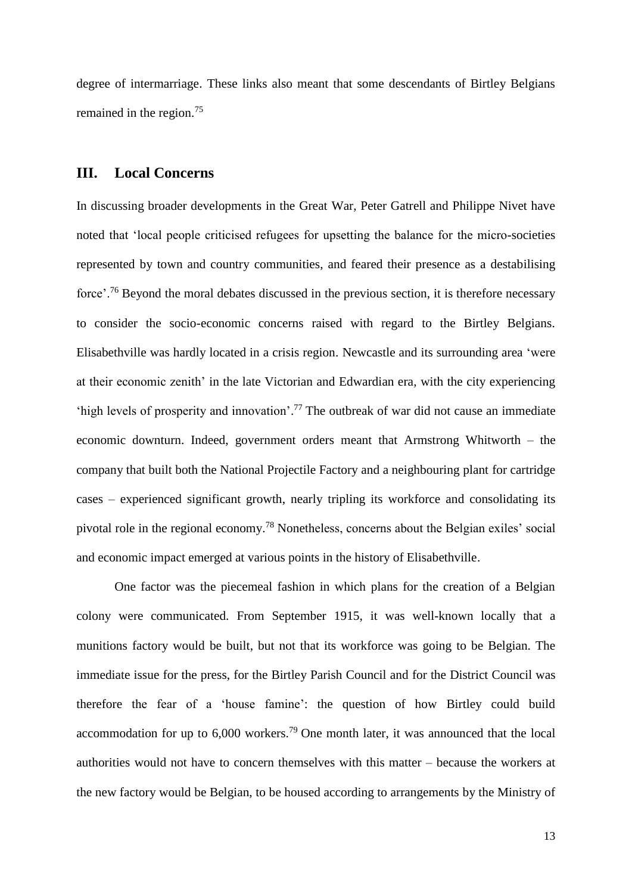degree of intermarriage. These links also meant that some descendants of Birtley Belgians remained in the region.[75]

## III. Local Concerns

In discussing broader developments in the Great War, Peter Gatrell and Philippe Nivet have noted that 'local people criticised refugees for upsetting the balance for the micro-societies represented by town and country communities, and feared their presence as a destabilising force'.[76] Beyond the moral debates discussed in the previous section, it is therefore necessary to consider the socio-economic concerns raised with regard to the Birtley Belgians. Elisabethville was hardly located in a crisis region. Newcastle and its surrounding area 'were at their economic zenith' in the late Victorian and Edwardian era, with the city experiencing 'high levels of prosperity and innovation'.[77] The outbreak of war did not cause an immediate economic downturn. Indeed, government orders meant that Armstrong Whitworth – the company that built both the National Projectile Factory and a neighbouring plant for cartridge cases – experienced significant growth, nearly tripling its workforce and consolidating its pivotal role in the regional economy.[78] Nonetheless, concerns about the Belgian exiles' social and economic impact emerged at various points in the history of Elisabethville.

One factor was the piecemeal fashion in which plans for the creation of a Belgian colony were communicated. From September 1915, it was well-known locally that a munitions factory would be built, but not that its workforce was going to be Belgian. The immediate issue for the press, for the Birtley Parish Council and for the District Council was therefore the fear of a 'house famine': the question of how Birtley could build accommodation for up to 6,000 workers.[79] One month later, it was announced that the local authorities would not have to concern themselves with this matter – because the workers at the new factory would be Belgian, to be housed according to arrangements by the Ministry of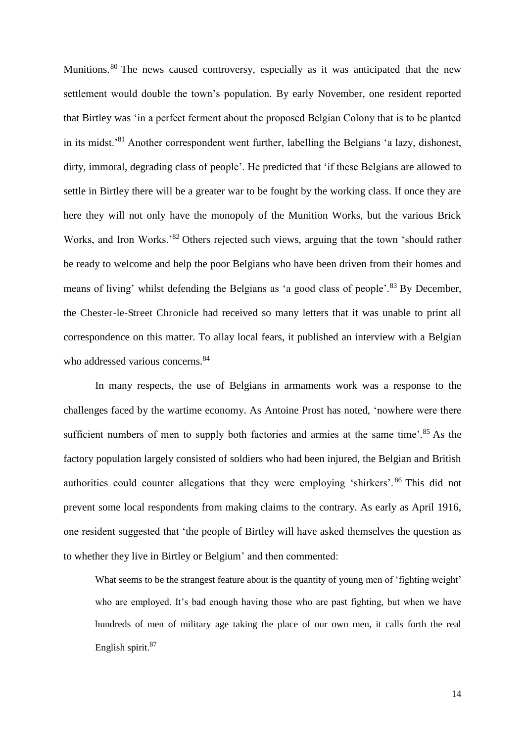Munitions.[80] The news caused controversy, especially as it was anticipated that the new settlement would double the town's population. By early November, one resident reported that Birtley was 'in a perfect ferment about the proposed Belgian Colony that is to be planted in its midst.'[81] Another correspondent went further, labelling the Belgians 'a lazy, dishonest, dirty, immoral, degrading class of people'. He predicted that 'if these Belgians are allowed to settle in Birtley there will be a greater war to be fought by the working class. If once they are here they will not only have the monopoly of the Munition Works, but the various Brick Works, and Iron Works.'[82] Others rejected such views, arguing that the town 'should rather be ready to welcome and help the poor Belgians who have been driven from their homes and means of living' whilst defending the Belgians as 'a good class of people'.[83] By December, the Chester-le-Street Chronicle had received so many letters that it was unable to print all correspondence on this matter. To allay local fears, it published an interview with a Belgian who addressed various concerns.[84]

In many respects, the use of Belgians in armaments work was a response to the challenges faced by the wartime economy. As Antoine Prost has noted, 'nowhere were there sufficient numbers of men to supply both factories and armies at the same time'.[85] As the factory population largely consisted of soldiers who had been injured, the Belgian and British authorities could counter allegations that they were employing 'shirkers'.[86] This did not prevent some local respondents from making claims to the contrary. As early as April 1916, one resident suggested that 'the people of Birtley will have asked themselves the question as to whether they live in Birtley or Belgium' and then commented:

> What seems to be the strangest feature about is the quantity of young men of 'fighting weight' who are employed. It's bad enough having those who are past fighting, but when we have hundreds of men of military age taking the place of our own men, it calls forth the real English spirit.[87]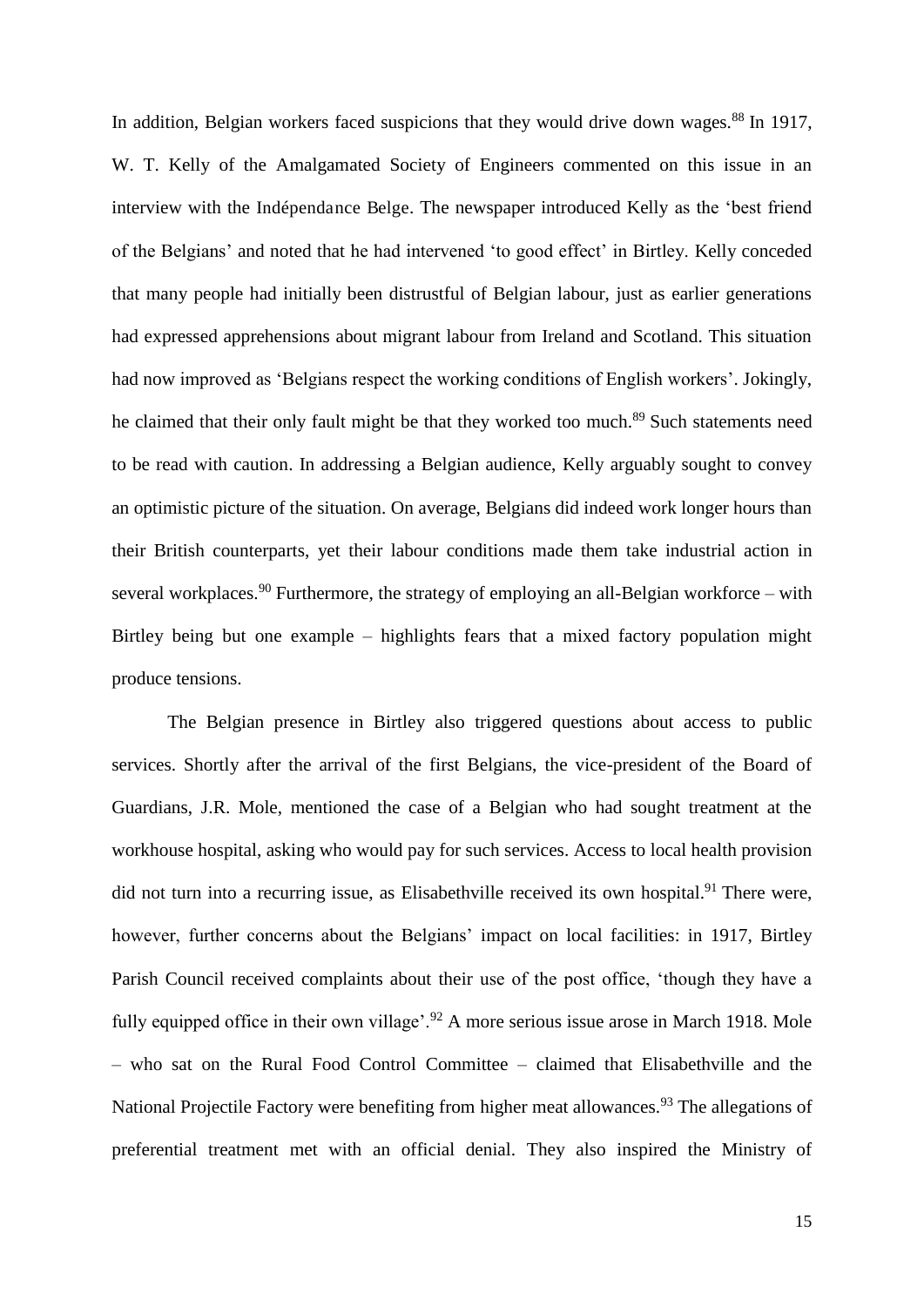In addition, Belgian workers faced suspicions that they would drive down wages.[88] In 1917, W. T. Kelly of the Amalgamated Society of Engineers commented on this issue in an interview with the Indépendance Belge. The newspaper introduced Kelly as the 'best friend of the Belgians' and noted that he had intervened 'to good effect' in Birtley. Kelly conceded that many people had initially been distrustful of Belgian labour, just as earlier generations had expressed apprehensions about migrant labour from Ireland and Scotland. This situation had now improved as 'Belgians respect the working conditions of English workers'. Jokingly, he claimed that their only fault might be that they worked too much.[89] Such statements need to be read with caution. In addressing a Belgian audience, Kelly arguably sought to convey an optimistic picture of the situation. On average, Belgians did indeed work longer hours than their British counterparts, yet their labour conditions made them take industrial action in several workplaces.[90] Furthermore, the strategy of employing an all-Belgian workforce – with Birtley being but one example – highlights fears that a mixed factory population might produce tensions.

The Belgian presence in Birtley also triggered questions about access to public services. Shortly after the arrival of the first Belgians, the vice-president of the Board of Guardians, J.R. Mole, mentioned the case of a Belgian who had sought treatment at the workhouse hospital, asking who would pay for such services. Access to local health provision did not turn into a recurring issue, as Elisabethville received its own hospital.[91] There were, however, further concerns about the Belgians' impact on local facilities: in 1917, Birtley Parish Council received complaints about their use of the post office, 'though they have a fully equipped office in their own village'.[92] A more serious issue arose in March 1918. Mole – who sat on the Rural Food Control Committee – claimed that Elisabethville and the National Projectile Factory were benefiting from higher meat allowances.[93] The allegations of preferential treatment met with an official denial. They also inspired the Ministry of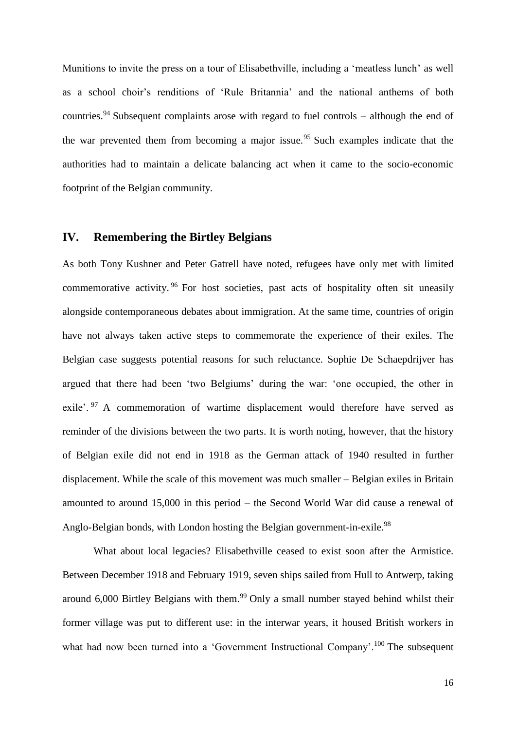Munitions to invite the press on a tour of Elisabethville, including a 'meatless lunch' as well as a school choir's renditions of 'Rule Britannia' and the national anthems of both countries.[94] Subsequent complaints arose with regard to fuel controls – although the end of the war prevented them from becoming a major issue.[95] Such examples indicate that the authorities had to maintain a delicate balancing act when it came to the socio-economic footprint of the Belgian community.

## IV. Remembering the Birtley Belgians

As both Tony Kushner and Peter Gatrell have noted, refugees have only met with limited commemorative activity.[96] For host societies, past acts of hospitality often sit uneasily alongside contemporaneous debates about immigration. At the same time, countries of origin have not always taken active steps to commemorate the experience of their exiles. The Belgian case suggests potential reasons for such reluctance. Sophie De Schaepdrijver has argued that there had been 'two Belgiums' during the war: 'one occupied, the other in exile'.[97] A commemoration of wartime displacement would therefore have served as reminder of the divisions between the two parts. It is worth noting, however, that the history of Belgian exile did not end in 1918 as the German attack of 1940 resulted in further displacement. While the scale of this movement was much smaller – Belgian exiles in Britain amounted to around 15,000 in this period – the Second World War did cause a renewal of Anglo-Belgian bonds, with London hosting the Belgian government-in-exile.[98]

What about local legacies? Elisabethville ceased to exist soon after the Armistice. Between December 1918 and February 1919, seven ships sailed from Hull to Antwerp, taking around 6,000 Birtley Belgians with them.[99] Only a small number stayed behind whilst their former village was put to different use: in the interwar years, it housed British workers in what had now been turned into a 'Government Instructional Company'.[100] The subsequent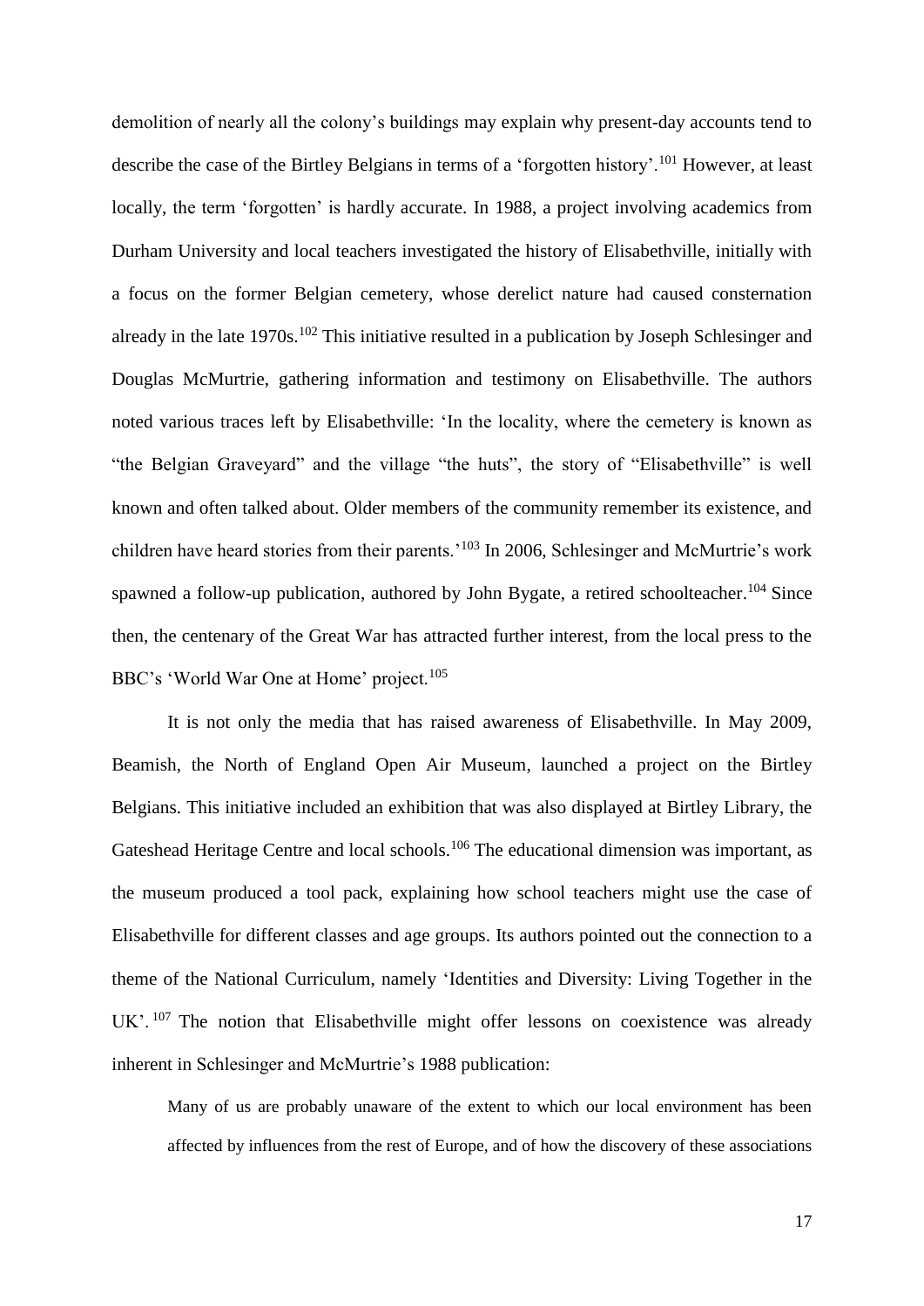demolition of nearly all the colony's buildings may explain why present-day accounts tend to describe the case of the Birtley Belgians in terms of a 'forgotten history'.[101] However, at least locally, the term 'forgotten' is hardly accurate. In 1988, a project involving academics from Durham University and local teachers investigated the history of Elisabethville, initially with a focus on the former Belgian cemetery, whose derelict nature had caused consternation already in the late 1970s.[102] This initiative resulted in a publication by Joseph Schlesinger and Douglas McMurtrie, gathering information and testimony on Elisabethville. The authors noted various traces left by Elisabethville: 'In the locality, where the cemetery is known as "the Belgian Graveyard" and the village "the huts", the story of "Elisabethville" is well known and often talked about. Older members of the community remember its existence, and children have heard stories from their parents.'[103] In 2006, Schlesinger and McMurtrie's work spawned a follow-up publication, authored by John Bygate, a retired schoolteacher.[104] Since then, the centenary of the Great War has attracted further interest, from the local press to the BBC's 'World War One at Home' project.[105]

It is not only the media that has raised awareness of Elisabethville. In May 2009, Beamish, the North of England Open Air Museum, launched a project on the Birtley Belgians. This initiative included an exhibition that was also displayed at Birtley Library, the Gateshead Heritage Centre and local schools.[106] The educational dimension was important, as the museum produced a tool pack, explaining how school teachers might use the case of Elisabethville for different classes and age groups. Its authors pointed out the connection to a theme of the National Curriculum, namely 'Identities and Diversity: Living Together in the UK'.[107] The notion that Elisabethville might offer lessons on coexistence was already inherent in Schlesinger and McMurtrie's 1988 publication:

> Many of us are probably unaware of the extent to which our local environment has been affected by influences from the rest of Europe, and of how the discovery of these associations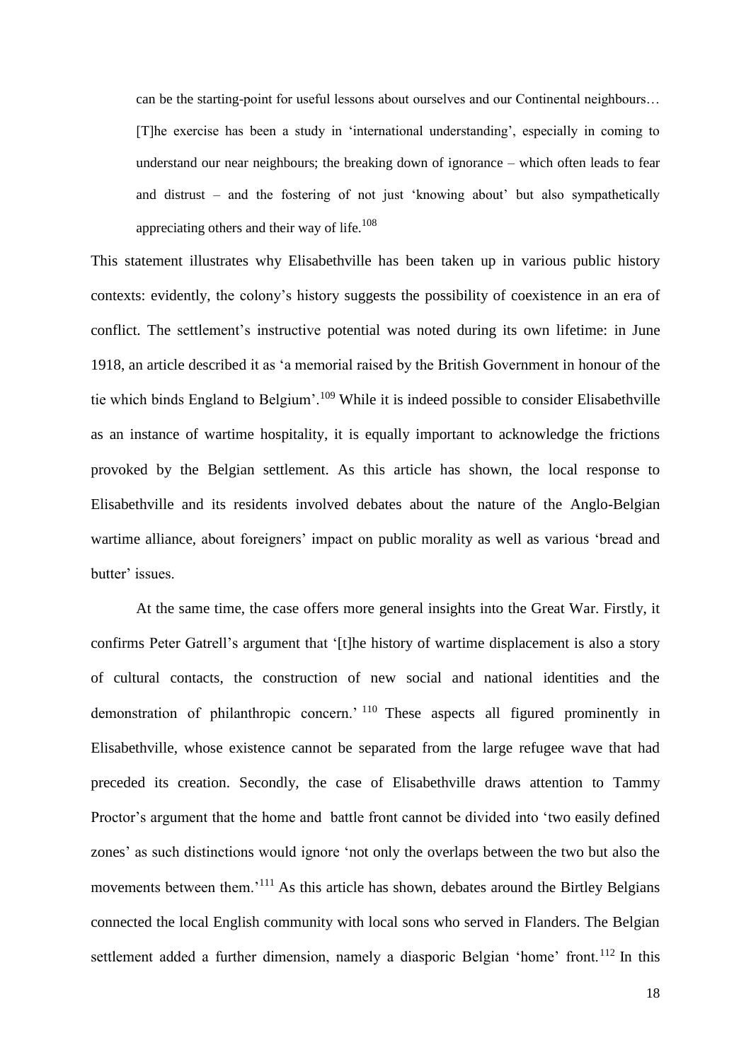> can be the starting-point for useful lessons about ourselves and our Continental neighbours… [T]he exercise has been a study in 'international understanding', especially in coming to understand our near neighbours; the breaking down of ignorance – which often leads to fear and distrust – and the fostering of not just 'knowing about' but also sympathetically appreciating others and their way of life.[108]

This statement illustrates why Elisabethville has been taken up in various public history contexts: evidently, the colony's history suggests the possibility of coexistence in an era of conflict. The settlement's instructive potential was noted during its own lifetime: in June 1918, an article described it as 'a memorial raised by the British Government in honour of the tie which binds England to Belgium'.[109] While it is indeed possible to consider Elisabethville as an instance of wartime hospitality, it is equally important to acknowledge the frictions provoked by the Belgian settlement. As this article has shown, the local response to Elisabethville and its residents involved debates about the nature of the Anglo-Belgian wartime alliance, about foreigners' impact on public morality as well as various 'bread and butter' issues.

At the same time, the case offers more general insights into the Great War. Firstly, it confirms Peter Gatrell's argument that '[t]he history of wartime displacement is also a story of cultural contacts, the construction of new social and national identities and the demonstration of philanthropic concern.'[110] These aspects all figured prominently in Elisabethville, whose existence cannot be separated from the large refugee wave that had preceded its creation. Secondly, the case of Elisabethville draws attention to Tammy Proctor's argument that the home and battle front cannot be divided into 'two easily defined zones' as such distinctions would ignore 'not only the overlaps between the two but also the movements between them.'[111] As this article has shown, debates around the Birtley Belgians connected the local English community with local sons who served in Flanders. The Belgian settlement added a further dimension, namely a diasporic Belgian 'home' front.[112] In this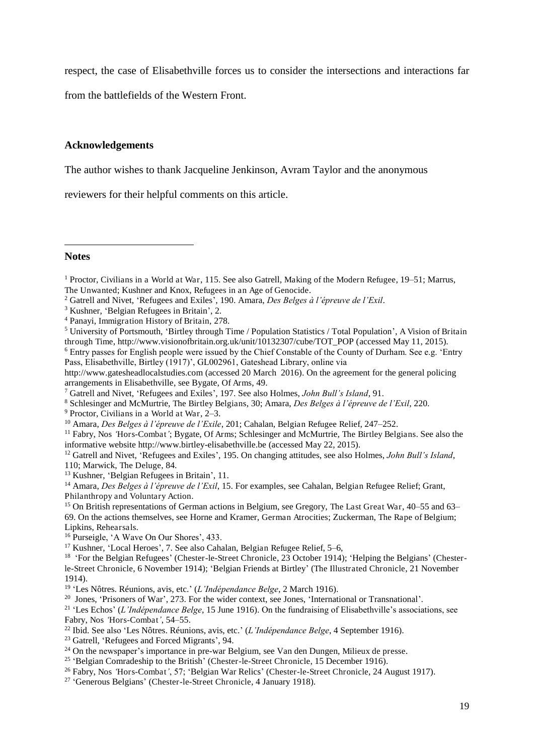respect, the case of Elisabethville forces us to consider the intersections and interactions far from the battlefields of the Western Front.

### Acknowledgements

The author wishes to thank Jacqueline Jenkinson, Avram Taylor and the anonymous reviewers for their helpful comments on this article.

### Notes

[1] Proctor, Civilians in a World at War, 115. See also Gatrell, Making of the Modern Refugee, 19–51; Marrus, The Unwanted; Kushner and Knox, Refugees in an Age of Genocide.

[2] Gatrell and Nivet, 'Refugees and Exiles', 190. Amara, *Des Belges à l'épreuve de l'Exil*.

[3] Kushner, 'Belgian Refugees in Britain', 2.

[4] Panayi, Immigration History of Britain, 278.

[5] University of Portsmouth, 'Birtley through Time / Population Statistics / Total Population', A Vision of Britain through Time, http://www.visionofbritain.org.uk/unit/10132307/cube/TOT_POP (accessed May 11, 2015).

[6] Entry passes for English people were issued by the Chief Constable of the County of Durham. See e.g. 'Entry Pass, Elisabethville, Birtley (1917)', GL002961, Gateshead Library, online via http://www.gatesheadlocalstudies.com (accessed 20 March 2016). On the agreement for the general policing arrangements in Elisabethville, see Bygate, Of Arms, 49.

[7] Gatrell and Nivet, 'Refugees and Exiles', 197. See also Holmes, *John Bull's Island*, 91.

[8] Schlesinger and McMurtrie, The Birtley Belgians, 30; Amara, *Des Belges à l'épreuve de l'Exil*, 220.

[9] Proctor, Civilians in a World at War, 2–3.

[10] Amara, *Des Belges à l'épreuve de l'Exile*, 201; Cahalan, Belgian Refugee Relief, 247–252.

[11] Fabry, Nos *'*Hors-Combat*'*; Bygate, Of Arms; Schlesinger and McMurtrie, The Birtley Belgians. See also the informative website http://www.birtley-elisabethville.be (accessed May 22, 2015).

[12] Gatrell and Nivet, 'Refugees and Exiles', 195. On changing attitudes, see also Holmes, *John Bull's Island*, 110; Marwick, The Deluge, 84.

[13] Kushner, 'Belgian Refugees in Britain', 11.

[14] Amara, *Des Belges à l'épreuve de l'Exil*, 15. For examples, see Cahalan, Belgian Refugee Relief; Grant, Philanthropy and Voluntary Action.

[15] On British representations of German actions in Belgium, see Gregory, The Last Great War, 40–55 and 63–69. On the actions themselves, see Horne and Kramer, German Atrocities; Zuckerman, The Rape of Belgium; Lipkins, Rehearsals.

[16] Purseigle, 'A Wave On Our Shores', 433.

[17] Kushner, 'Local Heroes', 7. See also Cahalan, Belgian Refugee Relief, 5–6,

[18] 'For the Belgian Refugees' (Chester-le-Street Chronicle, 23 October 1914); 'Helping the Belgians' (Chester-le-Street Chronicle, 6 November 1914); 'Belgian Friends at Birtley' (The Illustrated Chronicle, 21 November 1914).

[19] 'Les Nôtres. Réunions, avis, etc.' (*L'Indépendance Belge*, 2 March 1916).

[20] Jones, 'Prisoners of War', 273. For the wider context, see Jones, 'International or Transnational'.

[21] 'Les Echos' (*L'Indépendance Belge*, 15 June 1916). On the fundraising of Elisabethville's associations, see Fabry, Nos *'*Hors-Combat*'*, 54–55.

[22] Ibid. See also 'Les Nôtres. Réunions, avis, etc.' (*L'Indépendance Belge*, 4 September 1916).

[23] Gatrell, 'Refugees and Forced Migrants', 94.

[24] On the newspaper's importance in pre-war Belgium, see Van den Dungen, Milieux de presse.

[25] 'Belgian Comradeship to the British' (Chester-le-Street Chronicle, 15 December 1916).

[26] Fabry, Nos *'*Hors-Combat*'*, 57; 'Belgian War Relics' (Chester-le-Street Chronicle, 24 August 1917).

[27] 'Generous Belgians' (Chester-le-Street Chronicle, 4 January 1918).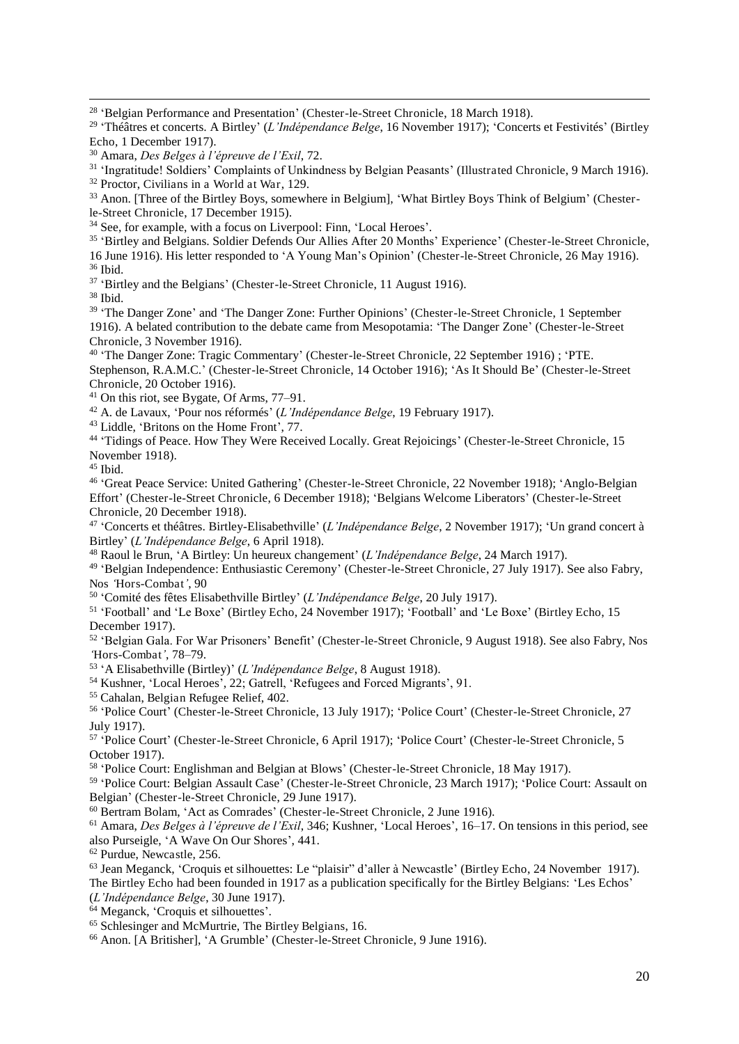[28] 'Belgian Performance and Presentation' (Chester-le-Street Chronicle, 18 March 1918).

[29] 'Théâtres et concerts. A Birtley' (*L'Indépendance Belge*, 16 November 1917); 'Concerts et Festivités' (Birtley Echo, 1 December 1917).

[30] Amara, *Des Belges à l'épreuve de l'Exil*, 72.

[31] 'Ingratitude! Soldiers' Complaints of Unkindness by Belgian Peasants' (Illustrated Chronicle, 9 March 1916).

[32] Proctor, Civilians in a World at War, 129.

[33] Anon. [Three of the Birtley Boys, somewhere in Belgium], 'What Birtley Boys Think of Belgium' (Chester-le-Street Chronicle, 17 December 1915).

[34] See, for example, with a focus on Liverpool: Finn, 'Local Heroes'.

[35] 'Birtley and Belgians. Soldier Defends Our Allies After 20 Months' Experience' (Chester-le-Street Chronicle, 16 June 1916). His letter responded to 'A Young Man's Opinion' (Chester-le-Street Chronicle, 26 May 1916).

[36] Ibid.

[37] 'Birtley and the Belgians' (Chester-le-Street Chronicle, 11 August 1916).

[38] Ibid.

[39] 'The Danger Zone' and 'The Danger Zone: Further Opinions' (Chester-le-Street Chronicle, 1 September 1916). A belated contribution to the debate came from Mesopotamia: 'The Danger Zone' (Chester-le-Street Chronicle, 3 November 1916).

[40] 'The Danger Zone: Tragic Commentary' (Chester-le-Street Chronicle, 22 September 1916) ; 'PTE. Stephenson, R.A.M.C.' (Chester-le-Street Chronicle, 14 October 1916); 'As It Should Be' (Chester-le-Street Chronicle, 20 October 1916).

[41] On this riot, see Bygate, Of Arms, 77–91.

[42] A. de Lavaux, 'Pour nos réformés' (*L'Indépendance Belge*, 19 February 1917).

[43] Liddle, 'Britons on the Home Front', 77.

[44] 'Tidings of Peace. How They Were Received Locally. Great Rejoicings' (Chester-le-Street Chronicle, 15 November 1918).

[45] Ibid.

[46] 'Great Peace Service: United Gathering' (Chester-le-Street Chronicle, 22 November 1918); 'Anglo-Belgian Effort' (Chester-le-Street Chronicle, 6 December 1918); 'Belgians Welcome Liberators' (Chester-le-Street Chronicle, 20 December 1918).

[47] 'Concerts et théâtres. Birtley-Elisabethville' (*L'Indépendance Belge*, 2 November 1917); 'Un grand concert à Birtley' (*L'Indépendance Belge*, 6 April 1918).

[48] Raoul le Brun, 'A Birtley: Un heureux changement' (*L'Indépendance Belge*, 24 March 1917).

[49] 'Belgian Independence: Enthusiastic Ceremony' (Chester-le-Street Chronicle, 27 July 1917). See also Fabry, Nos *'*Hors-Combat*'*, 90

[50] 'Comité des fêtes Elisabethville Birtley' (*L'Indépendance Belge*, 20 July 1917).

[51] 'Football' and 'Le Boxe' (Birtley Echo, 24 November 1917); 'Football' and 'Le Boxe' (Birtley Echo, 15 December 1917).

[52] 'Belgian Gala. For War Prisoners' Benefit' (Chester-le-Street Chronicle, 9 August 1918). See also Fabry, Nos *'*Hors-Combat*'*, 78–79.

[53] 'A Elisabethville (Birtley)' (*L'Indépendance Belge*, 8 August 1918).

[54] Kushner, 'Local Heroes', 22; Gatrell, 'Refugees and Forced Migrants', 91.

[55] Cahalan, Belgian Refugee Relief, 402.

[56] 'Police Court' (Chester-le-Street Chronicle, 13 July 1917); 'Police Court' (Chester-le-Street Chronicle, 27 July 1917).

[57] 'Police Court' (Chester-le-Street Chronicle, 6 April 1917); 'Police Court' (Chester-le-Street Chronicle, 5 October 1917).

[58] 'Police Court: Englishman and Belgian at Blows' (Chester-le-Street Chronicle, 18 May 1917).

[59] 'Police Court: Belgian Assault Case' (Chester-le-Street Chronicle, 23 March 1917); 'Police Court: Assault on Belgian' (Chester-le-Street Chronicle, 29 June 1917).

[60] Bertram Bolam, 'Act as Comrades' (Chester-le-Street Chronicle, 2 June 1916).

[61] Amara, *Des Belges à l'épreuve de l'Exil*, 346; Kushner, 'Local Heroes', 16–17. On tensions in this period, see also Purseigle, 'A Wave On Our Shores', 441.

[62] Purdue, Newcastle, 256.

[63] Jean Meganck, 'Croquis et silhouettes: Le "plaisir" d'aller à Newcastle' (Birtley Echo, 24 November 1917). The Birtley Echo had been founded in 1917 as a publication specifically for the Birtley Belgians: 'Les Echos' (*L'Indépendance Belge*, 30 June 1917).

[64] Meganck, 'Croquis et silhouettes'.

[65] Schlesinger and McMurtrie, The Birtley Belgians, 16.

[66] Anon. [A Britisher], 'A Grumble' (Chester-le-Street Chronicle, 9 June 1916).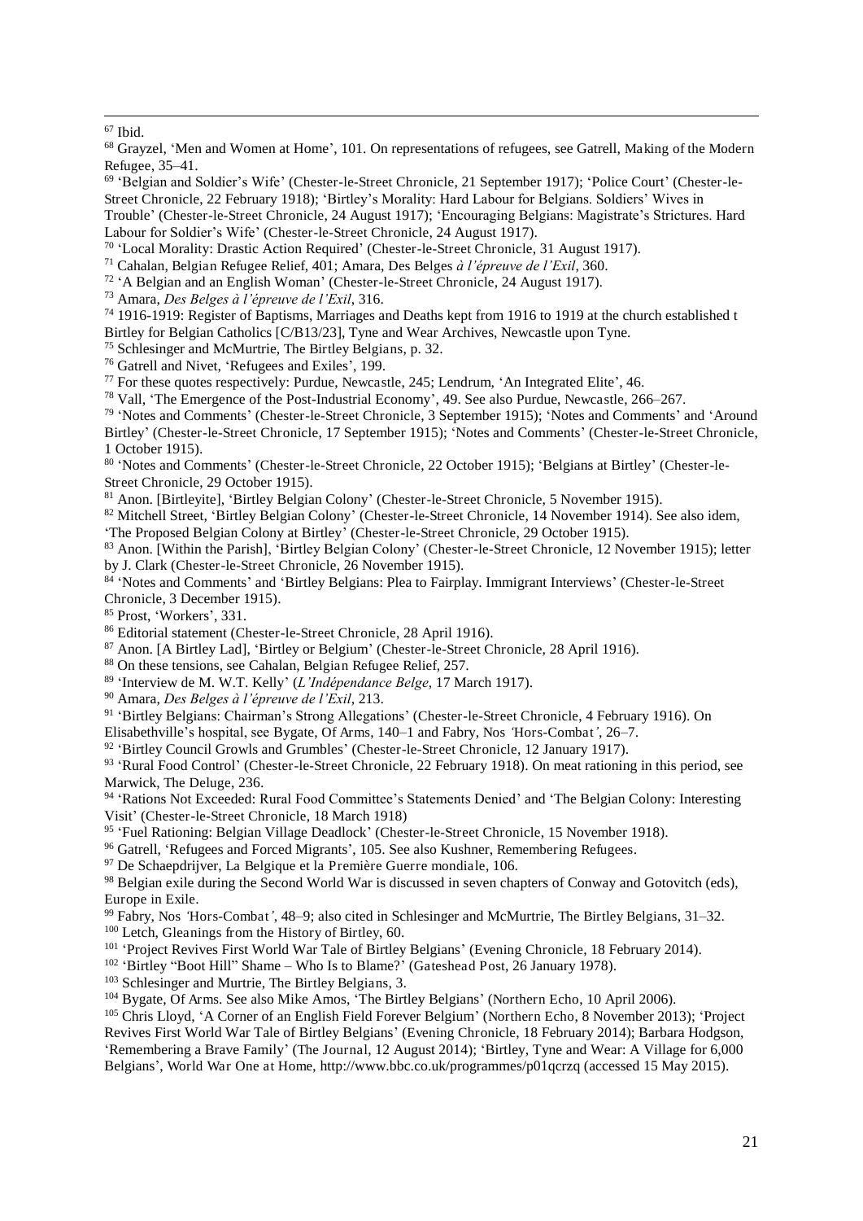[67] Ibid.

[68] Grayzel, 'Men and Women at Home', 101. On representations of refugees, see Gatrell, Making of the Modern Refugee, 35–41.

[69] 'Belgian and Soldier's Wife' (Chester-le-Street Chronicle, 21 September 1917); 'Police Court' (Chester-le-Street Chronicle, 22 February 1918); 'Birtley's Morality: Hard Labour for Belgians. Soldiers' Wives in Trouble' (Chester-le-Street Chronicle, 24 August 1917); 'Encouraging Belgians: Magistrate's Strictures. Hard Labour for Soldier's Wife' (Chester-le-Street Chronicle, 24 August 1917).

[70] 'Local Morality: Drastic Action Required' (Chester-le-Street Chronicle, 31 August 1917).

[71] Cahalan, Belgian Refugee Relief, 401; Amara, Des Belges *à l'épreuve de l'Exil*, 360.

[72] 'A Belgian and an English Woman' (Chester-le-Street Chronicle, 24 August 1917).

[73] Amara, *Des Belges à l'épreuve de l'Exil*, 316.

[74] 1916-1919: Register of Baptisms, Marriages and Deaths kept from 1916 to 1919 at the church established t Birtley for Belgian Catholics [C/B13/23], Tyne and Wear Archives, Newcastle upon Tyne.

[75] Schlesinger and McMurtrie, The Birtley Belgians, p. 32.

[76] Gatrell and Nivet, 'Refugees and Exiles', 199.

[77] For these quotes respectively: Purdue, Newcastle, 245; Lendrum, 'An Integrated Elite', 46.

[78] Vall, 'The Emergence of the Post-Industrial Economy', 49. See also Purdue, Newcastle, 266–267.

[79] 'Notes and Comments' (Chester-le-Street Chronicle, 3 September 1915); 'Notes and Comments' and 'Around Birtley' (Chester-le-Street Chronicle, 17 September 1915); 'Notes and Comments' (Chester-le-Street Chronicle, 1 October 1915).

[80] 'Notes and Comments' (Chester-le-Street Chronicle, 22 October 1915); 'Belgians at Birtley' (Chester-le-Street Chronicle, 29 October 1915).

[81] Anon. [Birtleyite], 'Birtley Belgian Colony' (Chester-le-Street Chronicle, 5 November 1915).

[82] Mitchell Street, 'Birtley Belgian Colony' (Chester-le-Street Chronicle, 14 November 1914). See also idem, 'The Proposed Belgian Colony at Birtley' (Chester-le-Street Chronicle, 29 October 1915).

[83] Anon. [Within the Parish], 'Birtley Belgian Colony' (Chester-le-Street Chronicle, 12 November 1915); letter by J. Clark (Chester-le-Street Chronicle, 26 November 1915).

[84] 'Notes and Comments' and 'Birtley Belgians: Plea to Fairplay. Immigrant Interviews' (Chester-le-Street Chronicle, 3 December 1915).

[85] Prost, 'Workers', 331.

[86] Editorial statement (Chester-le-Street Chronicle, 28 April 1916).

[87] Anon. [A Birtley Lad], 'Birtley or Belgium' (Chester-le-Street Chronicle, 28 April 1916).

[88] On these tensions, see Cahalan, Belgian Refugee Relief, 257.

[89] 'Interview de M. W.T. Kelly' (*L'Indépendance Belge*, 17 March 1917).

[90] Amara, *Des Belges à l'épreuve de l'Exil*, 213.

[91] 'Birtley Belgians: Chairman's Strong Allegations' (Chester-le-Street Chronicle, 4 February 1916). On Elisabethville's hospital, see Bygate, Of Arms, 140–1 and Fabry, Nos *'Hors-Combat'*, 26–7.

[92] 'Birtley Council Growls and Grumbles' (Chester-le-Street Chronicle, 12 January 1917).

[93] 'Rural Food Control' (Chester-le-Street Chronicle, 22 February 1918). On meat rationing in this period, see Marwick, The Deluge, 236.

[94] 'Rations Not Exceeded: Rural Food Committee's Statements Denied' and 'The Belgian Colony: Interesting Visit' (Chester-le-Street Chronicle, 18 March 1918)

[95] 'Fuel Rationing: Belgian Village Deadlock' (Chester-le-Street Chronicle, 15 November 1918).

[96] Gatrell, 'Refugees and Forced Migrants', 105. See also Kushner, Remembering Refugees.

[97] De Schaepdrijver, La Belgique et la Première Guerre mondiale, 106.

[98] Belgian exile during the Second World War is discussed in seven chapters of Conway and Gotovitch (eds), Europe in Exile.

[99] Fabry, Nos *'Hors-Combat'*, 48–9; also cited in Schlesinger and McMurtrie, The Birtley Belgians, 31–32.

[100] Letch, Gleanings from the History of Birtley, 60.

[101] 'Project Revives First World War Tale of Birtley Belgians' (Evening Chronicle, 18 February 2014).

[102] 'Birtley "Boot Hill" Shame – Who Is to Blame?' (Gateshead Post, 26 January 1978).

[103] Schlesinger and Murtrie, The Birtley Belgians, 3.

[104] Bygate, Of Arms. See also Mike Amos, 'The Birtley Belgians' (Northern Echo, 10 April 2006).

[105] Chris Lloyd, 'A Corner of an English Field Forever Belgium' (Northern Echo, 8 November 2013); 'Project Revives First World War Tale of Birtley Belgians' (Evening Chronicle, 18 February 2014); Barbara Hodgson, 'Remembering a Brave Family' (The Journal, 12 August 2014); 'Birtley, Tyne and Wear: A Village for 6,000 Belgians', World War One at Home, http://www.bbc.co.uk/programmes/p01qcrzq (accessed 15 May 2015).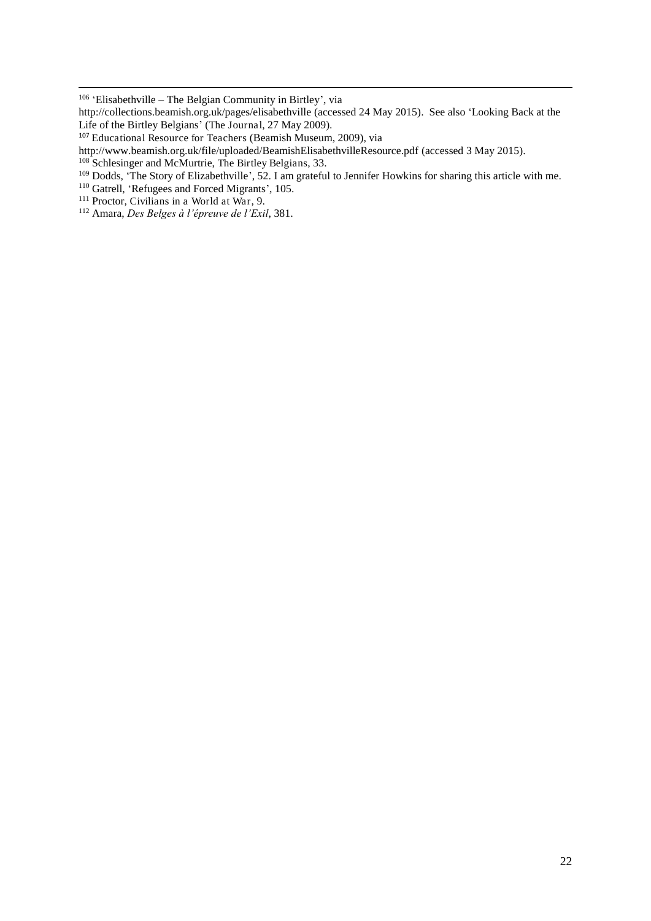[106] 'Elisabethville – The Belgian Community in Birtley', via http://collections.beamish.org.uk/pages/elisabethville (accessed 24 May 2015). See also 'Looking Back at the Life of the Birtley Belgians' (The Journal, 27 May 2009).

[107] Educational Resource for Teachers (Beamish Museum, 2009), via http://www.beamish.org.uk/file/uploaded/BeamishElisabethvilleResource.pdf (accessed 3 May 2015).

[108] Schlesinger and McMurtrie, The Birtley Belgians, 33.

[109] Dodds, 'The Story of Elizabethville', 52. I am grateful to Jennifer Howkins for sharing this article with me.

[110] Gatrell, 'Refugees and Forced Migrants', 105.

[111] Proctor, Civilians in a World at War, 9.

[112] Amara, *Des Belges à l'épreuve de l'Exil*, 381.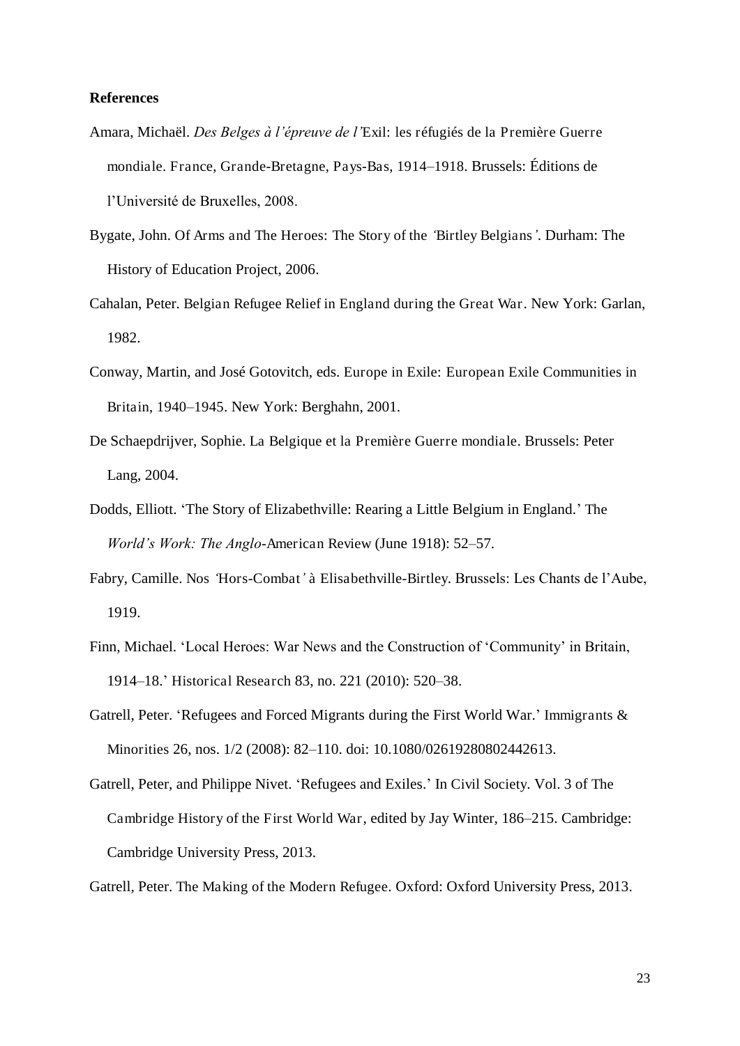**References**

Amara, Michaël. *Des Belges à l'épreuve de l'*Exil: les réfugiés de la Première Guerre mondiale. France, Grande-Bretagne, Pays-Bas, 1914–1918. Brussels: Éditions de l'Université de Bruxelles, 2008.

Bygate, John. Of Arms and The Heroes: The Story of the 'Birtley Belgians'. Durham: The History of Education Project, 2006.

Cahalan, Peter. Belgian Refugee Relief in England during the Great War. New York: Garlan, 1982.

Conway, Martin, and José Gotovitch, eds. Europe in Exile: European Exile Communities in Britain, 1940–1945. New York: Berghahn, 2001.

De Schaepdrijver, Sophie. La Belgique et la Première Guerre mondiale. Brussels: Peter Lang, 2004.

Dodds, Elliott. 'The Story of Elizabethville: Rearing a Little Belgium in England.' The *World's Work: The Anglo*-American Review (June 1918): 52–57.

Fabry, Camille. Nos 'Hors-Combat' à Elisabethville-Birtley. Brussels: Les Chants de l'Aube, 1919.

Finn, Michael. 'Local Heroes: War News and the Construction of 'Community' in Britain, 1914–18.' Historical Research 83, no. 221 (2010): 520–38.

Gatrell, Peter. 'Refugees and Forced Migrants during the First World War.' Immigrants & Minorities 26, nos. 1/2 (2008): 82–110. doi: 10.1080/02619280802442613.

Gatrell, Peter, and Philippe Nivet. 'Refugees and Exiles.' In Civil Society. Vol. 3 of The Cambridge History of the First World War, edited by Jay Winter, 186–215. Cambridge: Cambridge University Press, 2013.

Gatrell, Peter. The Making of the Modern Refugee. Oxford: Oxford University Press, 2013.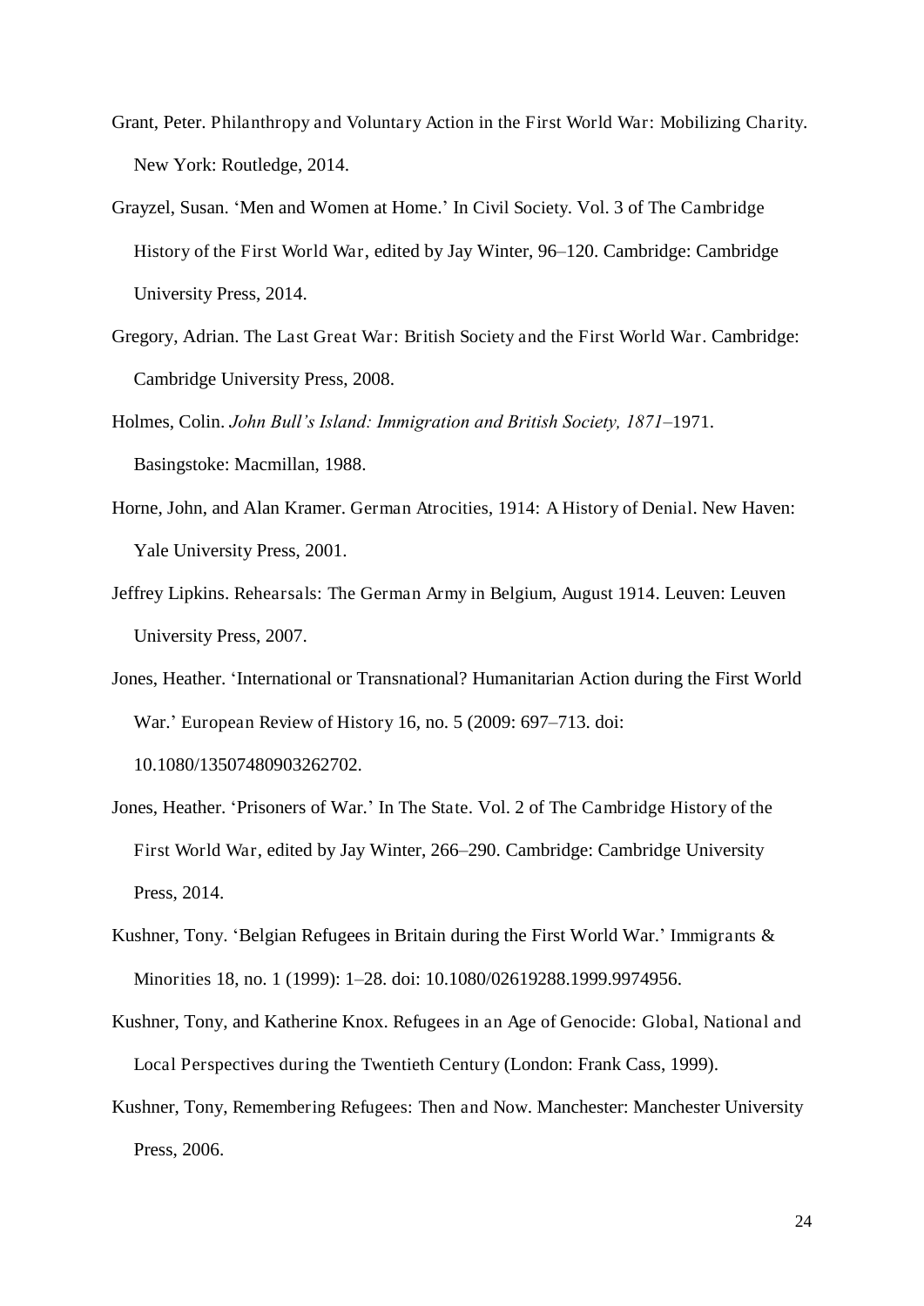Grant, Peter. Philanthropy and Voluntary Action in the First World War: Mobilizing Charity. New York: Routledge, 2014.

Grayzel, Susan. 'Men and Women at Home.' In Civil Society. Vol. 3 of The Cambridge History of the First World War, edited by Jay Winter, 96–120. Cambridge: Cambridge University Press, 2014.

Gregory, Adrian. The Last Great War: British Society and the First World War. Cambridge: Cambridge University Press, 2008.

Holmes, Colin. *John Bull's Island: Immigration and British Society, 1871*–1971. Basingstoke: Macmillan, 1988.

Horne, John, and Alan Kramer. German Atrocities, 1914: A History of Denial. New Haven: Yale University Press, 2001.

Jeffrey Lipkins. Rehearsals: The German Army in Belgium, August 1914. Leuven: Leuven University Press, 2007.

Jones, Heather. 'International or Transnational? Humanitarian Action during the First World War.' European Review of History 16, no. 5 (2009: 697–713. doi: 10.1080/13507480903262702.

Jones, Heather. 'Prisoners of War.' In The State. Vol. 2 of The Cambridge History of the First World War, edited by Jay Winter, 266–290. Cambridge: Cambridge University Press, 2014.

Kushner, Tony. 'Belgian Refugees in Britain during the First World War.' Immigrants & Minorities 18, no. 1 (1999): 1–28. doi: 10.1080/02619288.1999.9974956.

Kushner, Tony, and Katherine Knox. Refugees in an Age of Genocide: Global, National and Local Perspectives during the Twentieth Century (London: Frank Cass, 1999).

Kushner, Tony, Remembering Refugees: Then and Now. Manchester: Manchester University Press, 2006.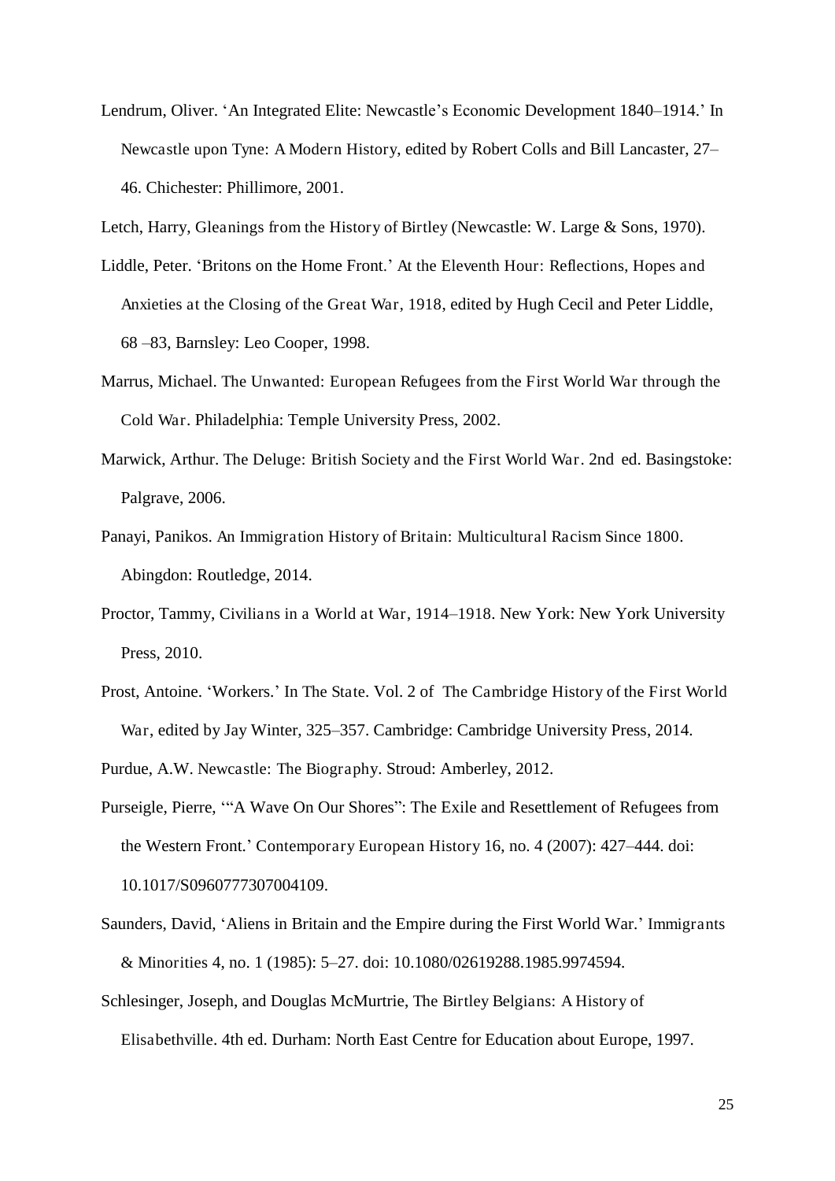Lendrum, Oliver. 'An Integrated Elite: Newcastle's Economic Development 1840–1914.' In Newcastle upon Tyne: A Modern History, edited by Robert Colls and Bill Lancaster, 27–46. Chichester: Phillimore, 2001.

Letch, Harry, Gleanings from the History of Birtley (Newcastle: W. Large & Sons, 1970).

Liddle, Peter. 'Britons on the Home Front.' At the Eleventh Hour: Reflections, Hopes and Anxieties at the Closing of the Great War, 1918, edited by Hugh Cecil and Peter Liddle, 68 –83, Barnsley: Leo Cooper, 1998.

Marrus, Michael. The Unwanted: European Refugees from the First World War through the Cold War. Philadelphia: Temple University Press, 2002.

Marwick, Arthur. The Deluge: British Society and the First World War. 2nd ed. Basingstoke: Palgrave, 2006.

Panayi, Panikos. An Immigration History of Britain: Multicultural Racism Since 1800. Abingdon: Routledge, 2014.

Proctor, Tammy, Civilians in a World at War, 1914–1918. New York: New York University Press, 2010.

Prost, Antoine. 'Workers.' In The State. Vol. 2 of The Cambridge History of the First World War, edited by Jay Winter, 325–357. Cambridge: Cambridge University Press, 2014.

Purdue, A.W. Newcastle: The Biography. Stroud: Amberley, 2012.

Purseigle, Pierre, '"A Wave On Our Shores": The Exile and Resettlement of Refugees from the Western Front.' Contemporary European History 16, no. 4 (2007): 427–444. doi: 10.1017/S0960777307004109.

Saunders, David, 'Aliens in Britain and the Empire during the First World War.' Immigrants & Minorities 4, no. 1 (1985): 5–27. doi: 10.1080/02619288.1985.9974594.

Schlesinger, Joseph, and Douglas McMurtrie, The Birtley Belgians: A History of Elisabethville. 4th ed. Durham: North East Centre for Education about Europe, 1997.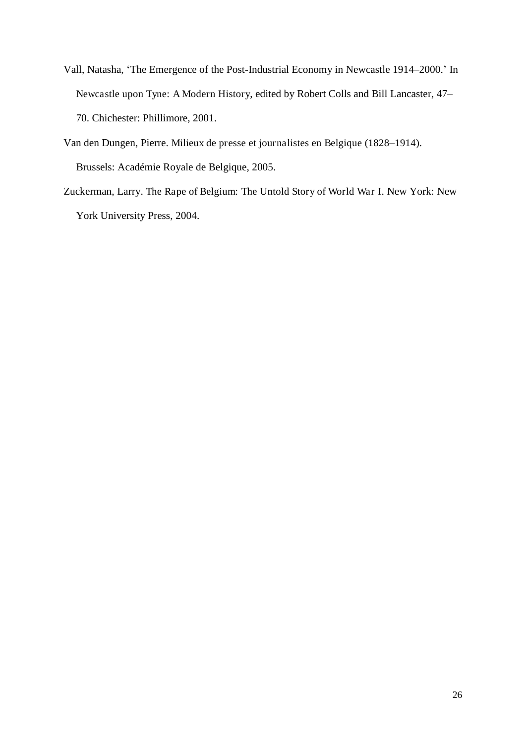Vall, Natasha, 'The Emergence of the Post-Industrial Economy in Newcastle 1914–2000.' In Newcastle upon Tyne: A Modern History, edited by Robert Colls and Bill Lancaster, 47–70. Chichester: Phillimore, 2001.

Van den Dungen, Pierre. Milieux de presse et journalistes en Belgique (1828–1914). Brussels: Académie Royale de Belgique, 2005.

Zuckerman, Larry. The Rape of Belgium: The Untold Story of World War I. New York: New York University Press, 2004.